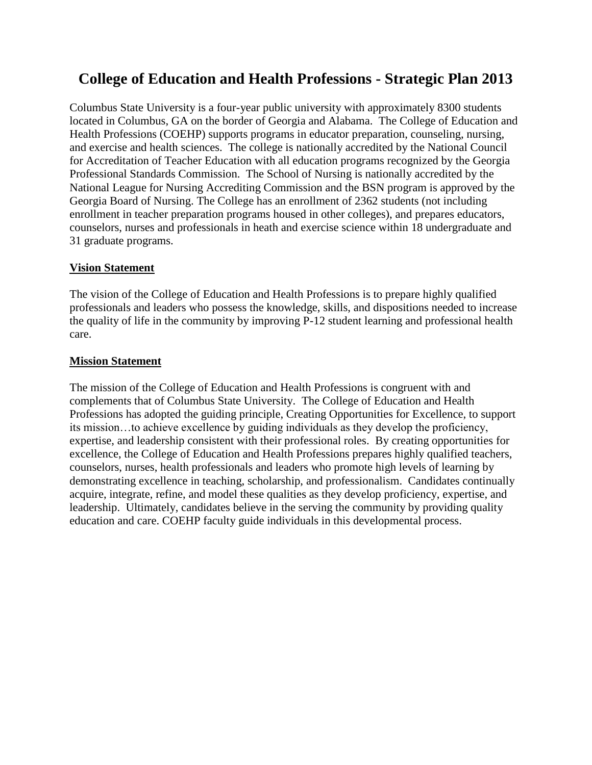# College of Education and Health Professions - Strategic Plan 2013

Columbus State University is a four-year public university with approximately 8300 students located in Columbus, GA on the border of Georgia and Alabama. The College of Education and Health Professions (COEHP) supports programs in educator preparation, counseling, nursing, and exercise and health sciences. The college is nationally accredited by the National Council for Accreditation of Teacher Education with all education programs recognized by the Georgia Professional Standards Commission. The School of Nursing is nationally accredited by the National League for Nursing Accrediting Commission and the BSN program is approved by the Georgia Board of Nursing. The College has an enrollment of 2362 students (not including enrollment in teacher preparation programs housed in other colleges), and prepares educators, counselors, nurses and professionals in heath and exercise science within 18 undergraduate and 31 graduate programs.

## Vision Statement

The vision of the College of Education and Health Professions is to prepare highly qualified professionals and leaders who possess the knowledge, skills, and dispositions needed to increase the quality of life in the community by improving P-12 student learning and professional health care.

## Mission Statement

The mission of the College of Education and Health Professions is congruent with and complements that of Columbus State University. The College of Education and Health Professions has adopted the guiding principle, Creating Opportunities for Excellence, to support its mission…to achieve excellence by guiding individuals as they develop the proficiency, expertise, and leadership consistent with their professional roles. By creating opportunities for excellence, the College of Education and Health Professions prepares highly qualified teachers, counselors, nurses, health professionals and leaders who promote high levels of learning by demonstrating excellence in teaching, scholarship, and professionalism. Candidates continually acquire, integrate, refine, and model these qualities as they develop proficiency, expertise, and leadership. Ultimately, candidates believe in the serving the community by providing quality education and care. COEHP faculty guide individuals in this developmental process.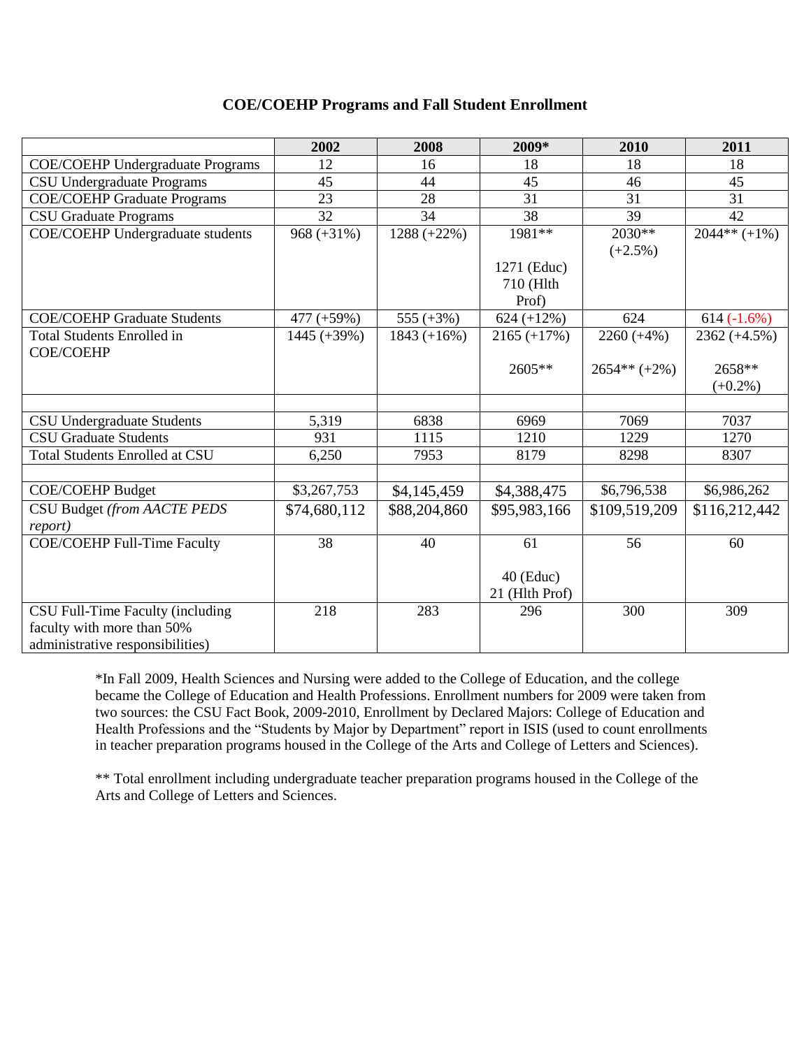## COE/COEHP Programs and Fall Student Enrollment

| | 2002 | 2008 | 2009* | 2010 | 2011 |
|---|---|---|---|---|---|
| COE/COEHP Undergraduate Programs | 12 | 16 | 18 | 18 | 18 |
| CSU Undergraduate Programs | 45 | 44 | 45 | 46 | 45 |
| COE/COEHP Graduate Programs | 23 | 28 | 31 | 31 | 31 |
| CSU Graduate Programs | 32 | 34 | 38 | 39 | 42 |
| COE/COEHP Undergraduate students | 968 (+31%) | 1288 (+22%) | 1981**<br><br>1271 (Educ)<br>710 (Hlth Prof) | 2030** (+2.5%) | 2044** (+1%) |
| COE/COEHP Graduate Students | 477 (+59%) | 555 (+3%) | 624 (+12%) | 624 | 614 (-1.6%) |
| Total Students Enrolled in COE/COEHP | 1445 (+39%) | 1843 (+16%) | 2165 (+17%)<br><br>2605** | 2260 (+4%)<br><br>2654** (+2%) | 2362 (+4.5%)<br><br>2658** (+0.2%) |
| | | | | | |
| CSU Undergraduate Students | 5,319 | 6838 | 6969 | 7069 | 7037 |
| CSU Graduate Students | 931 | 1115 | 1210 | 1229 | 1270 |
| Total Students Enrolled at CSU | 6,250 | 7953 | 8179 | 8298 | 8307 |
| | | | | | |
| COE/COEHP Budget | $3,267,753 | $4,145,459 | $4,388,475 | $6,796,538 | $6,986,262 |
| CSU Budget *(from AACTE PEDS report)* | $74,680,112 | $88,204,860 | $95,983,166 | $109,519,209 | $116,212,442 |
| COE/COEHP Full-Time Faculty | 38 | 40 | 61<br><br>40 (Educ)<br>21 (Hlth Prof) | 56 | 60 |
| CSU Full-Time Faculty (including faculty with more than 50% administrative responsibilities) | 218 | 283 | 296 | 300 | 309 |

*In Fall 2009, Health Sciences and Nursing were added to the College of Education, and the college became the College of Education and Health Professions. Enrollment numbers for 2009 were taken from two sources: the CSU Fact Book, 2009-2010, Enrollment by Declared Majors: College of Education and Health Professions and the "Students by Major by Department" report in ISIS (used to count enrollments in teacher preparation programs housed in the College of the Arts and College of Letters and Sciences).

** Total enrollment including undergraduate teacher preparation programs housed in the College of the Arts and College of Letters and Sciences.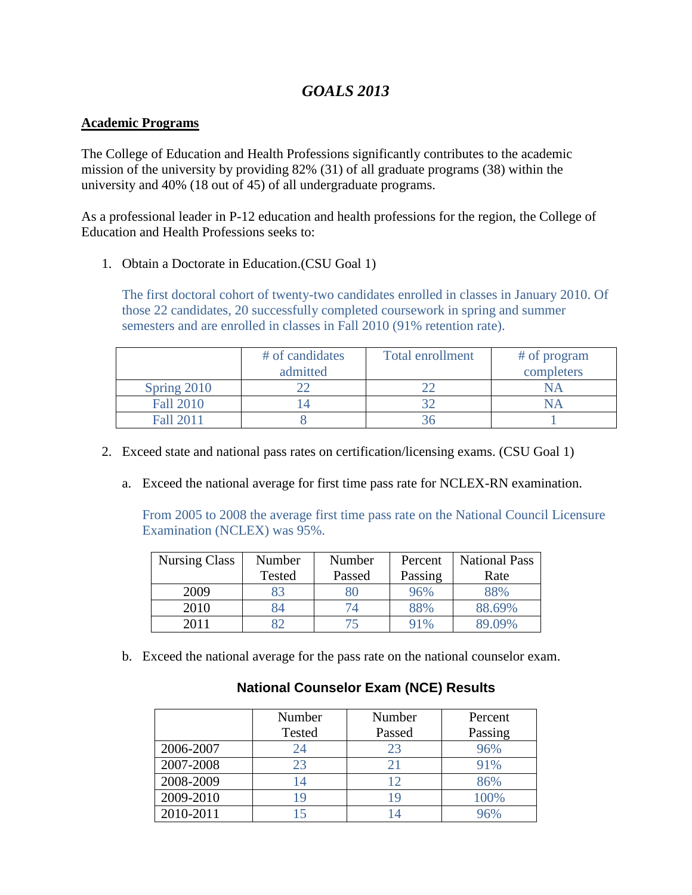# *GOALS 2013*

**Academic Programs**

The College of Education and Health Professions significantly contributes to the academic mission of the university by providing 82% (31) of all graduate programs (38) within the university and 40% (18 out of 45) of all undergraduate programs.

As a professional leader in P-12 education and health professions for the region, the College of Education and Health Professions seeks to:

1. Obtain a Doctorate in Education.(CSU Goal 1)

   The first doctoral cohort of twenty-two candidates enrolled in classes in January 2010. Of those 22 candidates, 20 successfully completed coursework in spring and summer semesters and are enrolled in classes in Fall 2010 (91% retention rate).

| | # of candidates admitted | Total enrollment | # of program completers |
|---|---|---|---|
| Spring 2010 | 22 | 22 | NA |
| Fall 2010 | 14 | 32 | NA |
| Fall 2011 | 8 | 36 | 1 |

2. Exceed state and national pass rates on certification/licensing exams. (CSU Goal 1)

   a. Exceed the national average for first time pass rate for NCLEX-RN examination.

   From 2005 to 2008 the average first time pass rate on the National Council Licensure Examination (NCLEX) was 95%.

| Nursing Class | Number Tested | Number Passed | Percent Passing | National Pass Rate |
|---|---|---|---|---|
| 2009 | 83 | 80 | 96% | 88% |
| 2010 | 84 | 74 | 88% | 88.69% |
| 2011 | 82 | 75 | 91% | 89.09% |

   b. Exceed the national average for the pass rate on the national counselor exam.

**National Counselor Exam (NCE) Results**

| | Number Tested | Number Passed | Percent Passing |
|---|---|---|---|
| 2006-2007 | 24 | 23 | 96% |
| 2007-2008 | 23 | 21 | 91% |
| 2008-2009 | 14 | 12 | 86% |
| 2009-2010 | 19 | 19 | 100% |
| 2010-2011 | 15 | 14 | 96% |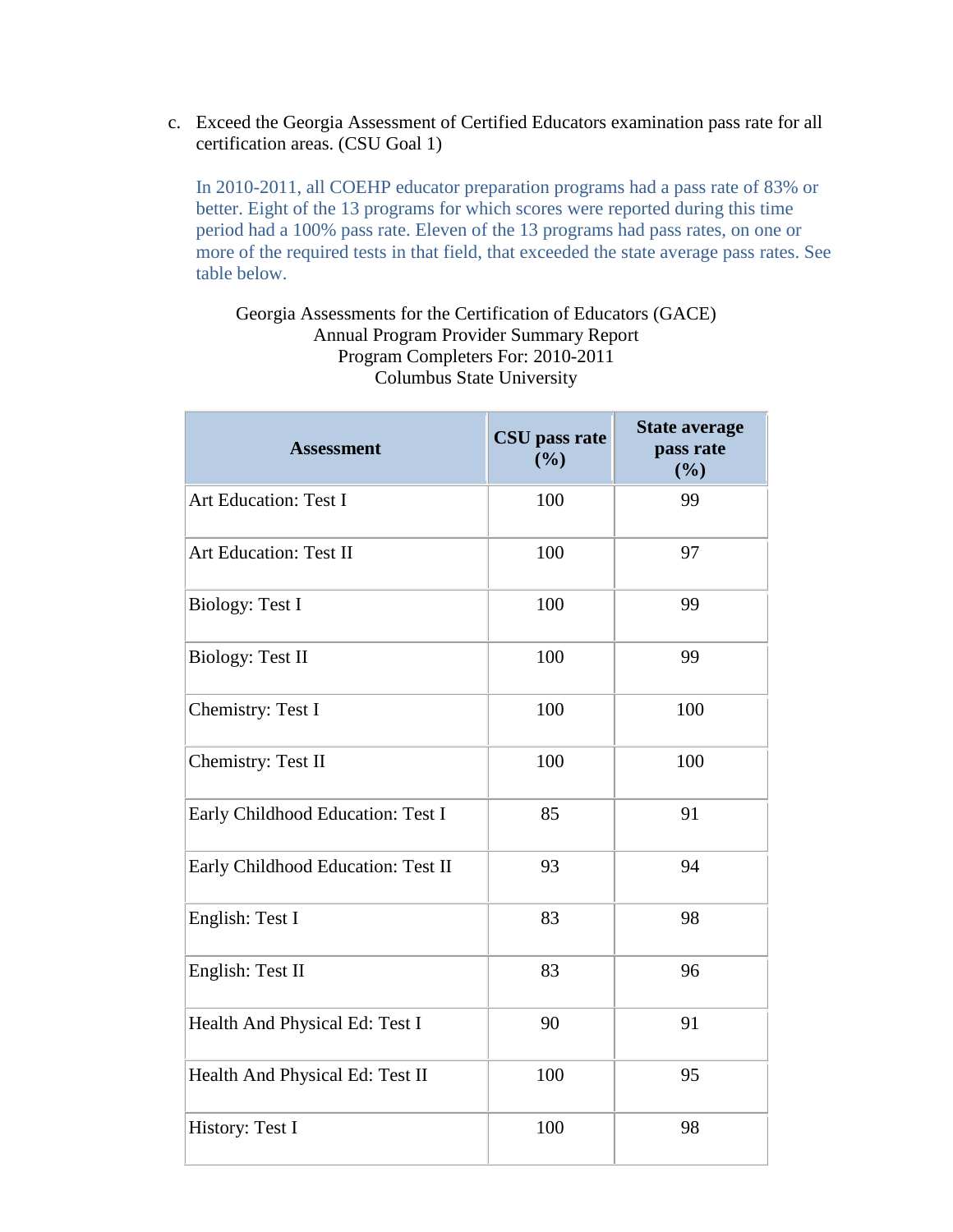c. Exceed the Georgia Assessment of Certified Educators examination pass rate for all certification areas. (CSU Goal 1)

In 2010-2011, all COEHP educator preparation programs had a pass rate of 83% or better. Eight of the 13 programs for which scores were reported during this time period had a 100% pass rate. Eleven of the 13 programs had pass rates, on one or more of the required tests in that field, that exceeded the state average pass rates. See table below.

Georgia Assessments for the Certification of Educators (GACE)
Annual Program Provider Summary Report
Program Completers For: 2010-2011
Columbus State University

| Assessment | CSU pass rate (%) | State average pass rate (%) |
|---|---|---|
| Art Education: Test I | 100 | 99 |
| Art Education: Test II | 100 | 97 |
| Biology: Test I | 100 | 99 |
| Biology: Test II | 100 | 99 |
| Chemistry: Test I | 100 | 100 |
| Chemistry: Test II | 100 | 100 |
| Early Childhood Education: Test I | 85 | 91 |
| Early Childhood Education: Test II | 93 | 94 |
| English: Test I | 83 | 98 |
| English: Test II | 83 | 96 |
| Health And Physical Ed: Test I | 90 | 91 |
| Health And Physical Ed: Test II | 100 | 95 |
| History: Test I | 100 | 98 |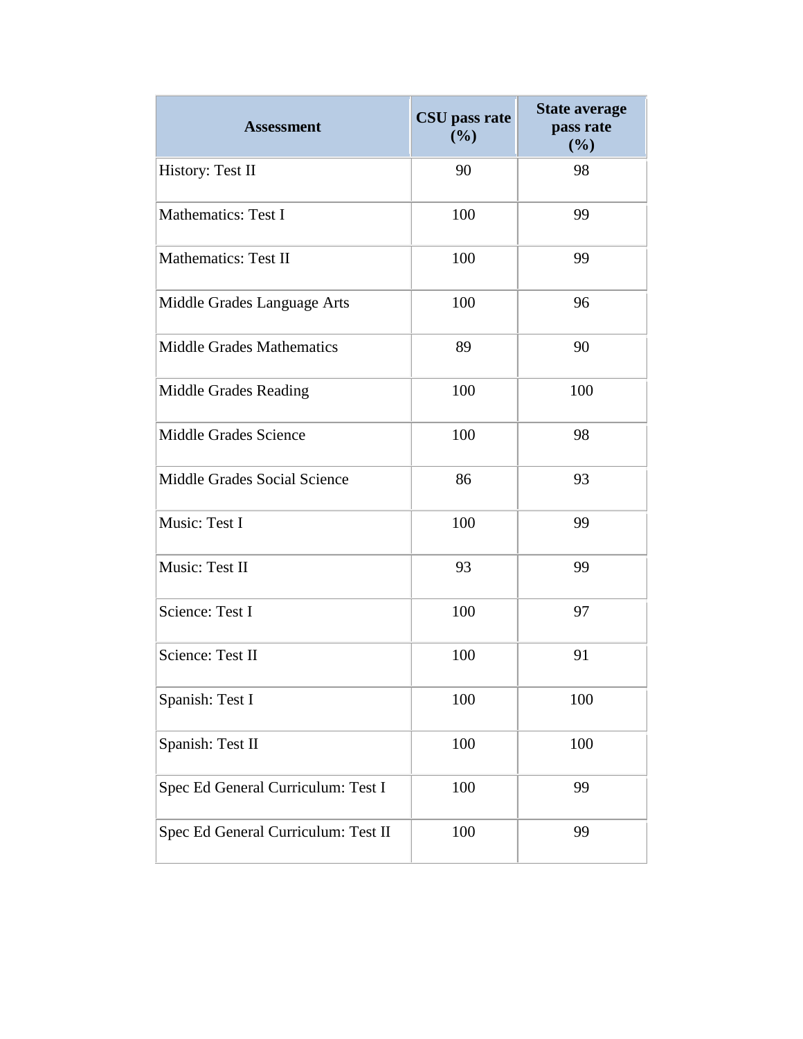| Assessment | CSU pass rate (%) | State average pass rate (%) |
|---|---|---|
| History: Test II | 90 | 98 |
| Mathematics: Test I | 100 | 99 |
| Mathematics: Test II | 100 | 99 |
| Middle Grades Language Arts | 100 | 96 |
| Middle Grades Mathematics | 89 | 90 |
| Middle Grades Reading | 100 | 100 |
| Middle Grades Science | 100 | 98 |
| Middle Grades Social Science | 86 | 93 |
| Music: Test I | 100 | 99 |
| Music: Test II | 93 | 99 |
| Science: Test I | 100 | 97 |
| Science: Test II | 100 | 91 |
| Spanish: Test I | 100 | 100 |
| Spanish: Test II | 100 | 100 |
| Spec Ed General Curriculum: Test I | 100 | 99 |
| Spec Ed General Curriculum: Test II | 100 | 99 |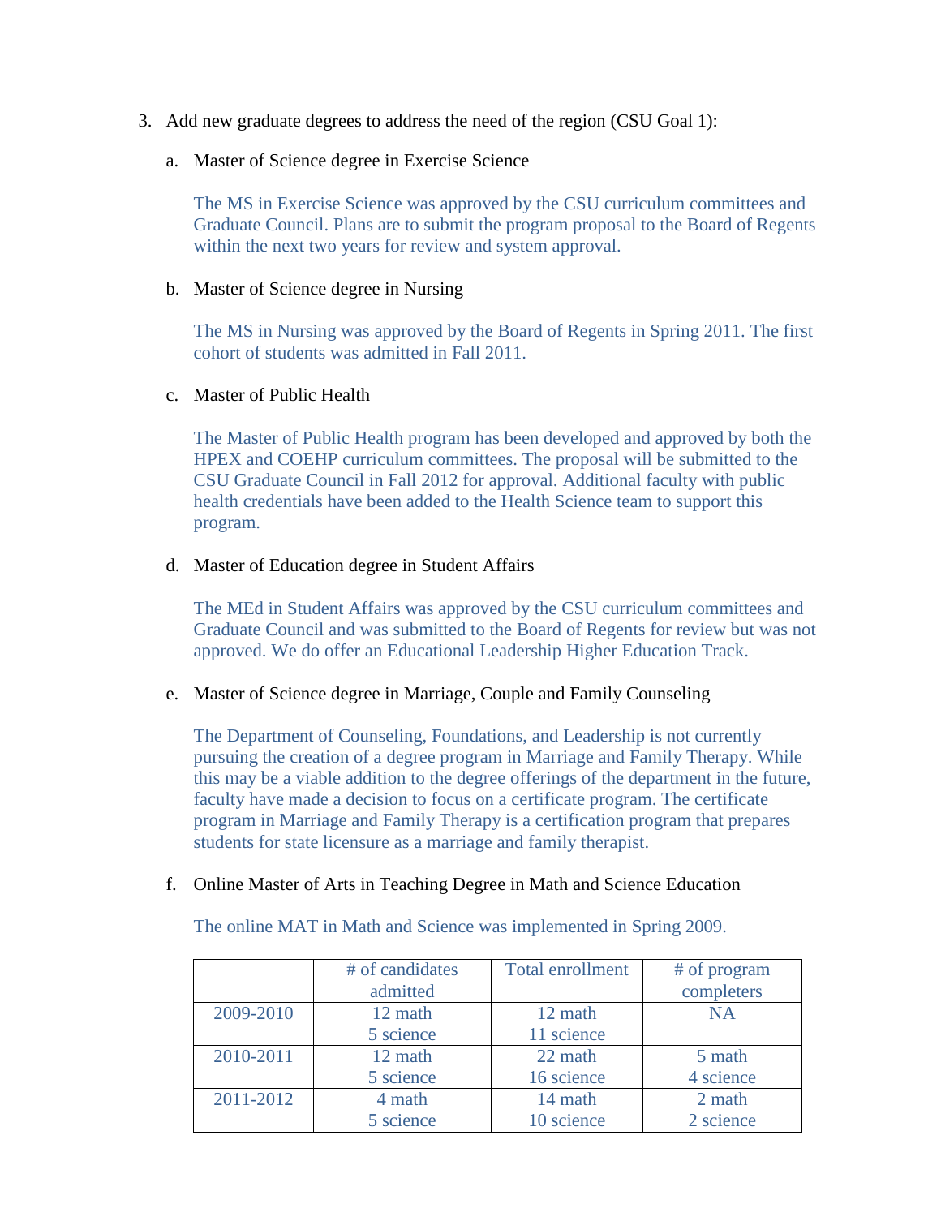3. Add new graduate degrees to address the need of the region (CSU Goal 1):

   a. Master of Science degree in Exercise Science

      The MS in Exercise Science was approved by the CSU curriculum committees and Graduate Council. Plans are to submit the program proposal to the Board of Regents within the next two years for review and system approval.

   b. Master of Science degree in Nursing

      The MS in Nursing was approved by the Board of Regents in Spring 2011. The first cohort of students was admitted in Fall 2011.

   c. Master of Public Health

      The Master of Public Health program has been developed and approved by both the HPEX and COEHP curriculum committees. The proposal will be submitted to the CSU Graduate Council in Fall 2012 for approval. Additional faculty with public health credentials have been added to the Health Science team to support this program.

   d. Master of Education degree in Student Affairs

      The MEd in Student Affairs was approved by the CSU curriculum committees and Graduate Council and was submitted to the Board of Regents for review but was not approved. We do offer an Educational Leadership Higher Education Track.

   e. Master of Science degree in Marriage, Couple and Family Counseling

      The Department of Counseling, Foundations, and Leadership is not currently pursuing the creation of a degree program in Marriage and Family Therapy. While this may be a viable addition to the degree offerings of the department in the future, faculty have made a decision to focus on a certificate program. The certificate program in Marriage and Family Therapy is a certification program that prepares students for state licensure as a marriage and family therapist.

   f. Online Master of Arts in Teaching Degree in Math and Science Education

      The online MAT in Math and Science was implemented in Spring 2009.

| | # of candidates admitted | Total enrollment | # of program completers |
|---|---|---|---|
| 2009-2010 | 12 math<br>5 science | 12 math<br>11 science | NA |
| 2010-2011 | 12 math<br>5 science | 22 math<br>16 science | 5 math<br>4 science |
| 2011-2012 | 4 math<br>5 science | 14 math<br>10 science | 2 math<br>2 science |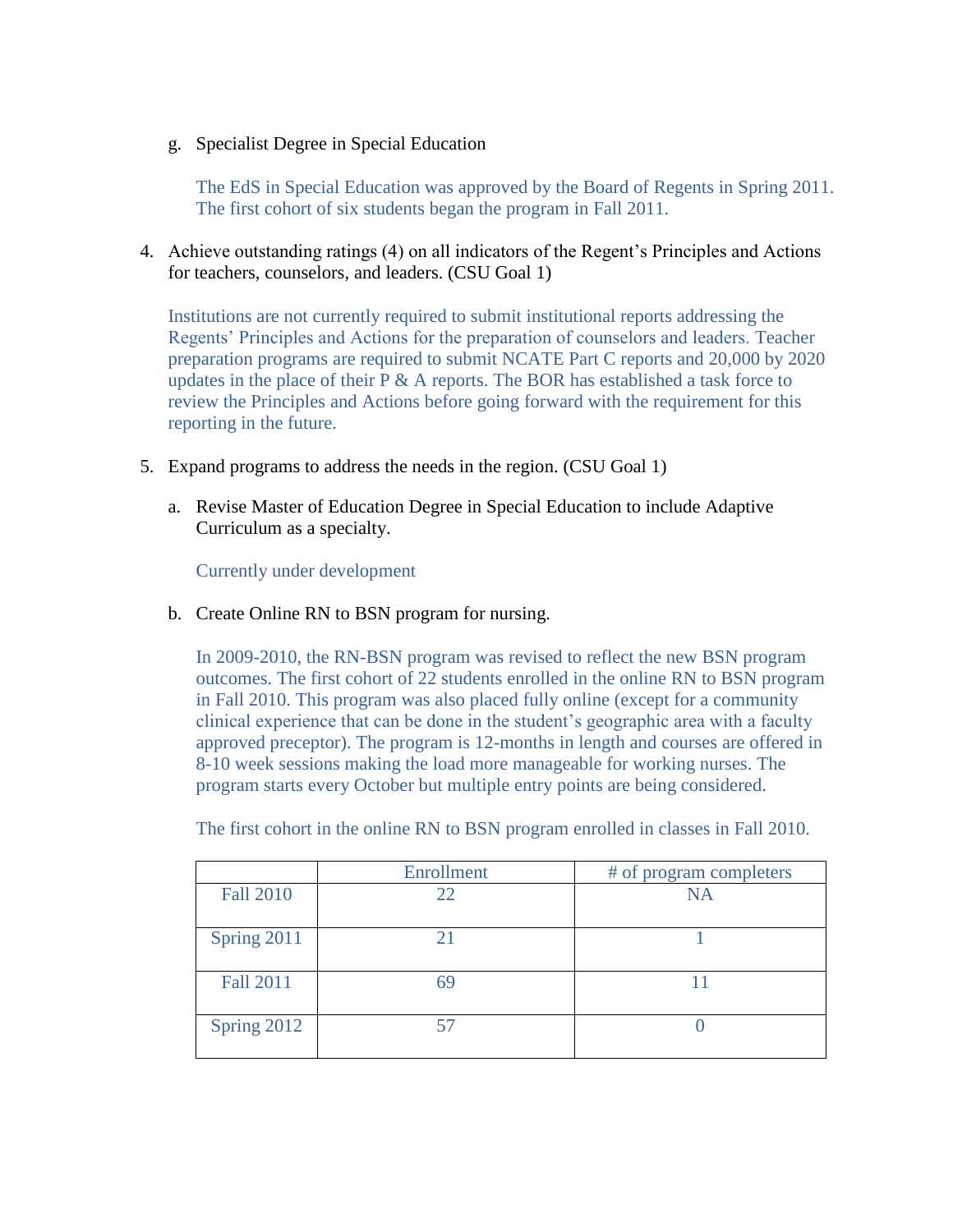g. Specialist Degree in Special Education

   The EdS in Special Education was approved by the Board of Regents in Spring 2011. The first cohort of six students began the program in Fall 2011.

4. Achieve outstanding ratings (4) on all indicators of the Regent's Principles and Actions for teachers, counselors, and leaders. (CSU Goal 1)

   Institutions are not currently required to submit institutional reports addressing the Regents' Principles and Actions for the preparation of counselors and leaders. Teacher preparation programs are required to submit NCATE Part C reports and 20,000 by 2020 updates in the place of their P & A reports. The BOR has established a task force to review the Principles and Actions before going forward with the requirement for this reporting in the future.

5. Expand programs to address the needs in the region. (CSU Goal 1)

   a. Revise Master of Education Degree in Special Education to include Adaptive Curriculum as a specialty.

      Currently under development

   b. Create Online RN to BSN program for nursing.

      In 2009-2010, the RN-BSN program was revised to reflect the new BSN program outcomes. The first cohort of 22 students enrolled in the online RN to BSN program in Fall 2010. This program was also placed fully online (except for a community clinical experience that can be done in the student's geographic area with a faculty approved preceptor). The program is 12-months in length and courses are offered in 8-10 week sessions making the load more manageable for working nurses. The program starts every October but multiple entry points are being considered.

      The first cohort in the online RN to BSN program enrolled in classes in Fall 2010.

| | Enrollment | # of program completers |
|---|---|---|
| Fall 2010 | 22 | NA |
| Spring 2011 | 21 | 1 |
| Fall 2011 | 69 | 11 |
| Spring 2012 | 57 | 0 |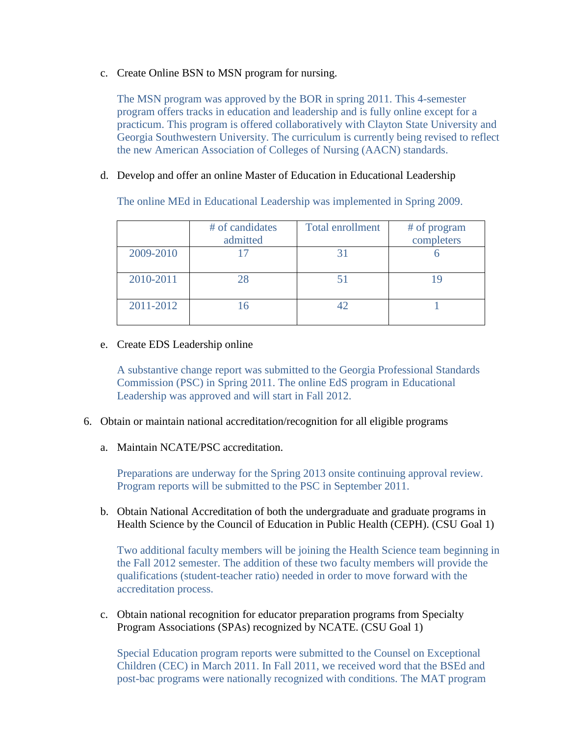c. Create Online BSN to MSN program for nursing.

   The MSN program was approved by the BOR in spring 2011. This 4-semester program offers tracks in education and leadership and is fully online except for a practicum. This program is offered collaboratively with Clayton State University and Georgia Southwestern University. The curriculum is currently being revised to reflect the new American Association of Colleges of Nursing (AACN) standards.

d. Develop and offer an online Master of Education in Educational Leadership

   The online MEd in Educational Leadership was implemented in Spring 2009.

| | # of candidates admitted | Total enrollment | # of program completers |
|---|---|---|---|
| 2009-2010 | 17 | 31 | 6 |
| 2010-2011 | 28 | 51 | 19 |
| 2011-2012 | 16 | 42 | 1 |

e. Create EDS Leadership online

   A substantive change report was submitted to the Georgia Professional Standards Commission (PSC) in Spring 2011. The online EdS program in Educational Leadership was approved and will start in Fall 2012.

6. Obtain or maintain national accreditation/recognition for all eligible programs

   a. Maintain NCATE/PSC accreditation.

      Preparations are underway for the Spring 2013 onsite continuing approval review. Program reports will be submitted to the PSC in September 2011.

   b. Obtain National Accreditation of both the undergraduate and graduate programs in Health Science by the Council of Education in Public Health (CEPH). (CSU Goal 1)

      Two additional faculty members will be joining the Health Science team beginning in the Fall 2012 semester. The addition of these two faculty members will provide the qualifications (student-teacher ratio) needed in order to move forward with the accreditation process.

   c. Obtain national recognition for educator preparation programs from Specialty Program Associations (SPAs) recognized by NCATE. (CSU Goal 1)

      Special Education program reports were submitted to the Counsel on Exceptional Children (CEC) in March 2011. In Fall 2011, we received word that the BSEd and post-bac programs were nationally recognized with conditions. The MAT program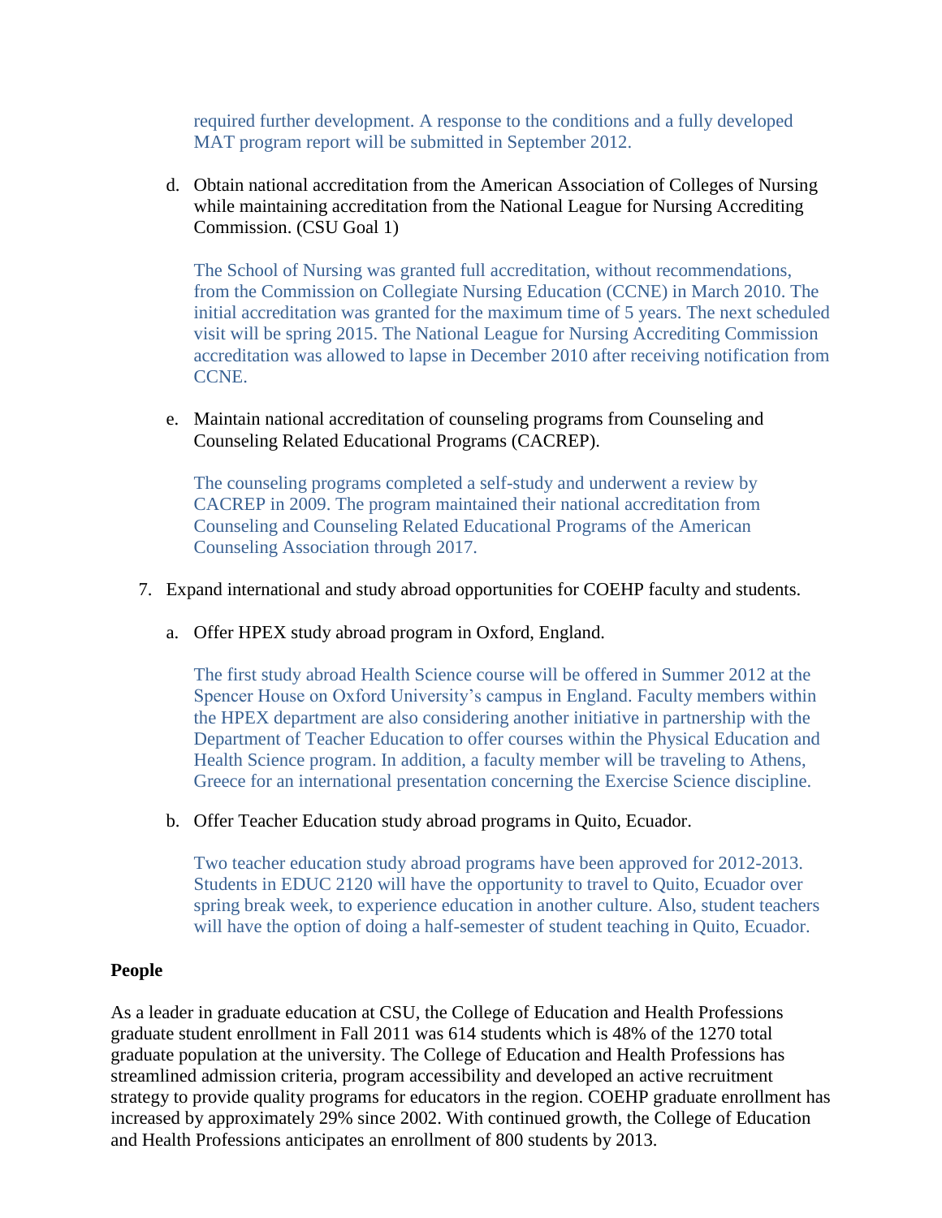required further development. A response to the conditions and a fully developed MAT program report will be submitted in September 2012.

d. Obtain national accreditation from the American Association of Colleges of Nursing while maintaining accreditation from the National League for Nursing Accrediting Commission. (CSU Goal 1)

   The School of Nursing was granted full accreditation, without recommendations, from the Commission on Collegiate Nursing Education (CCNE) in March 2010. The initial accreditation was granted for the maximum time of 5 years. The next scheduled visit will be spring 2015. The National League for Nursing Accrediting Commission accreditation was allowed to lapse in December 2010 after receiving notification from CCNE.

e. Maintain national accreditation of counseling programs from Counseling and Counseling Related Educational Programs (CACREP).

   The counseling programs completed a self-study and underwent a review by CACREP in 2009. The program maintained their national accreditation from Counseling and Counseling Related Educational Programs of the American Counseling Association through 2017.

7. Expand international and study abroad opportunities for COEHP faculty and students.

   a. Offer HPEX study abroad program in Oxford, England.

      The first study abroad Health Science course will be offered in Summer 2012 at the Spencer House on Oxford University's campus in England. Faculty members within the HPEX department are also considering another initiative in partnership with the Department of Teacher Education to offer courses within the Physical Education and Health Science program. In addition, a faculty member will be traveling to Athens, Greece for an international presentation concerning the Exercise Science discipline.

   b. Offer Teacher Education study abroad programs in Quito, Ecuador.

      Two teacher education study abroad programs have been approved for 2012-2013. Students in EDUC 2120 will have the opportunity to travel to Quito, Ecuador over spring break week, to experience education in another culture. Also, student teachers will have the option of doing a half-semester of student teaching in Quito, Ecuador.

**People**

As a leader in graduate education at CSU, the College of Education and Health Professions graduate student enrollment in Fall 2011 was 614 students which is 48% of the 1270 total graduate population at the university. The College of Education and Health Professions has streamlined admission criteria, program accessibility and developed an active recruitment strategy to provide quality programs for educators in the region. COEHP graduate enrollment has increased by approximately 29% since 2002. With continued growth, the College of Education and Health Professions anticipates an enrollment of 800 students by 2013.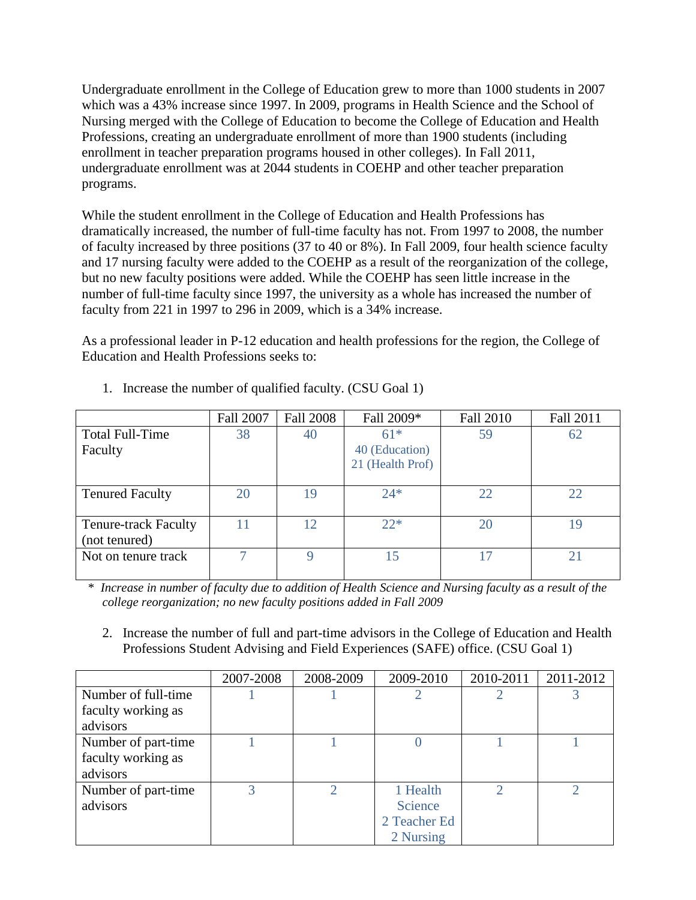Undergraduate enrollment in the College of Education grew to more than 1000 students in 2007 which was a 43% increase since 1997. In 2009, programs in Health Science and the School of Nursing merged with the College of Education to become the College of Education and Health Professions, creating an undergraduate enrollment of more than 1900 students (including enrollment in teacher preparation programs housed in other colleges). In Fall 2011, undergraduate enrollment was at 2044 students in COEHP and other teacher preparation programs.

While the student enrollment in the College of Education and Health Professions has dramatically increased, the number of full-time faculty has not. From 1997 to 2008, the number of faculty increased by three positions (37 to 40 or 8%). In Fall 2009, four health science faculty and 17 nursing faculty were added to the COEHP as a result of the reorganization of the college, but no new faculty positions were added. While the COEHP has seen little increase in the number of full-time faculty since 1997, the university as a whole has increased the number of faculty from 221 in 1997 to 296 in 2009, which is a 34% increase.

As a professional leader in P-12 education and health professions for the region, the College of Education and Health Professions seeks to:

1. Increase the number of qualified faculty. (CSU Goal 1)

| | Fall 2007 | Fall 2008 | Fall 2009* | Fall 2010 | Fall 2011 |
|---|---|---|---|---|---|
| Total Full-Time Faculty | 38 | 40 | 61*<br>40 (Education)<br>21 (Health Prof) | 59 | 62 |
| Tenured Faculty | 20 | 19 | 24* | 22 | 22 |
| Tenure-track Faculty (not tenured) | 11 | 12 | 22* | 20 | 19 |
| Not on tenure track | 7 | 9 | 15 | 17 | 21 |

\* *Increase in number of faculty due to addition of Health Science and Nursing faculty as a result of the college reorganization; no new faculty positions added in Fall 2009*

2. Increase the number of full and part-time advisors in the College of Education and Health Professions Student Advising and Field Experiences (SAFE) office. (CSU Goal 1)

| | 2007-2008 | 2008-2009 | 2009-2010 | 2010-2011 | 2011-2012 |
|---|---|---|---|---|---|
| Number of full-time faculty working as advisors | 1 | 1 | 2 | 2 | 3 |
| Number of part-time faculty working as advisors | 1 | 1 | 0 | 1 | 1 |
| Number of part-time advisors | 3 | 2 | 1 Health Science<br>2 Teacher Ed<br>2 Nursing | 2 | 2 |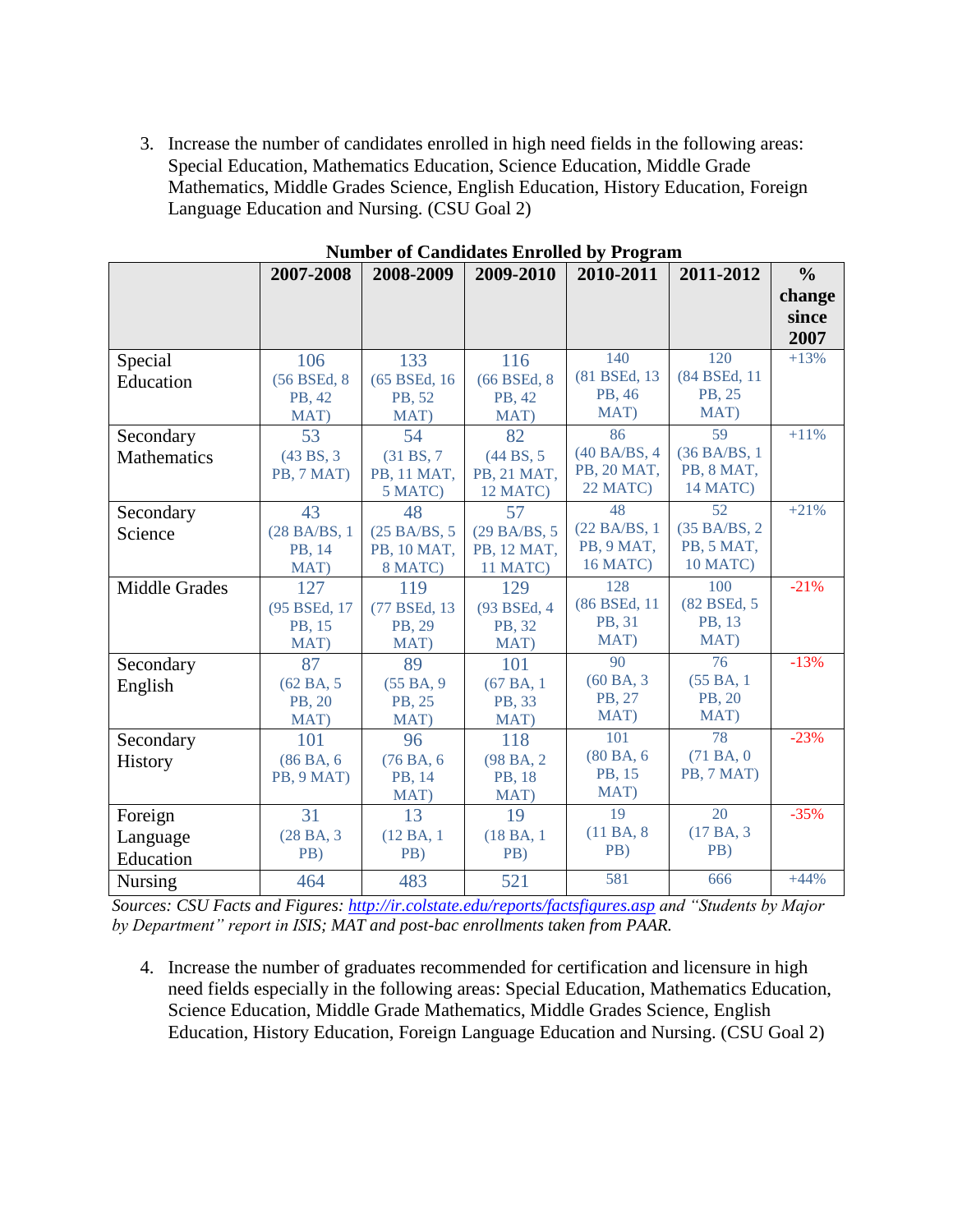3. Increase the number of candidates enrolled in high need fields in the following areas: Special Education, Mathematics Education, Science Education, Middle Grade Mathematics, Middle Grades Science, English Education, History Education, Foreign Language Education and Nursing. (CSU Goal 2)

**Number of Candidates Enrolled by Program**

| | 2007-2008 | 2008-2009 | 2009-2010 | 2010-2011 | 2011-2012 | % change since 2007 |
|---|---|---|---|---|---|---|
| Special Education | 106 (56 BSEd, 8 PB, 42 MAT) | 133 (65 BSEd, 16 PB, 52 MAT) | 116 (66 BSEd, 8 PB, 42 MAT) | 140 (81 BSEd, 13 PB, 46 MAT) | 120 (84 BSEd, 11 PB, 25 MAT) | +13% |
| Secondary Mathematics | 53 (43 BS, 3 PB, 7 MAT) | 54 (31 BS, 7 PB, 11 MAT, 5 MATC) | 82 (44 BS, 5 PB, 21 MAT, 12 MATC) | 86 (40 BA/BS, 4 PB, 20 MAT, 22 MATC) | 59 (36 BA/BS, 1 PB, 8 MAT, 14 MATC) | +11% |
| Secondary Science | 43 (28 BA/BS, 1 PB, 14 MAT) | 48 (25 BA/BS, 5 PB, 10 MAT, 8 MATC) | 57 (29 BA/BS, 5 PB, 12 MAT, 11 MATC) | 48 (22 BA/BS, 1 PB, 9 MAT, 16 MATC) | 52 (35 BA/BS, 2 PB, 5 MAT, 10 MATC) | +21% |
| Middle Grades | 127 (95 BSEd, 17 PB, 15 MAT) | 119 (77 BSEd, 13 PB, 29 MAT) | 129 (93 BSEd, 4 PB, 32 MAT) | 128 (86 BSEd, 11 PB, 31 MAT) | 100 (82 BSEd, 5 PB, 13 MAT) | -21% |
| Secondary English | 87 (62 BA, 5 PB, 20 MAT) | 89 (55 BA, 9 PB, 25 MAT) | 101 (67 BA, 1 PB, 33 MAT) | 90 (60 BA, 3 PB, 27 MAT) | 76 (55 BA, 1 PB, 20 MAT) | -13% |
| Secondary History | 101 (86 BA, 6 PB, 9 MAT) | 96 (76 BA, 6 PB, 14 MAT) | 118 (98 BA, 2 PB, 18 MAT) | 101 (80 BA, 6 PB, 15 MAT) | 78 (71 BA, 0 PB, 7 MAT) | -23% |
| Foreign Language Education | 31 (28 BA, 3 PB) | 13 (12 BA, 1 PB) | 19 (18 BA, 1 PB) | 19 (11 BA, 8 PB) | 20 (17 BA, 3 PB) | -35% |
| Nursing | 464 | 483 | 521 | 581 | 666 | +44% |

*Sources: CSU Facts and Figures: http://ir.colstate.edu/reports/factsfigures.asp and "Students by Major by Department" report in ISIS; MAT and post-bac enrollments taken from PAAR.*

4. Increase the number of graduates recommended for certification and licensure in high need fields especially in the following areas: Special Education, Mathematics Education, Science Education, Middle Grade Mathematics, Middle Grades Science, English Education, History Education, Foreign Language Education and Nursing. (CSU Goal 2)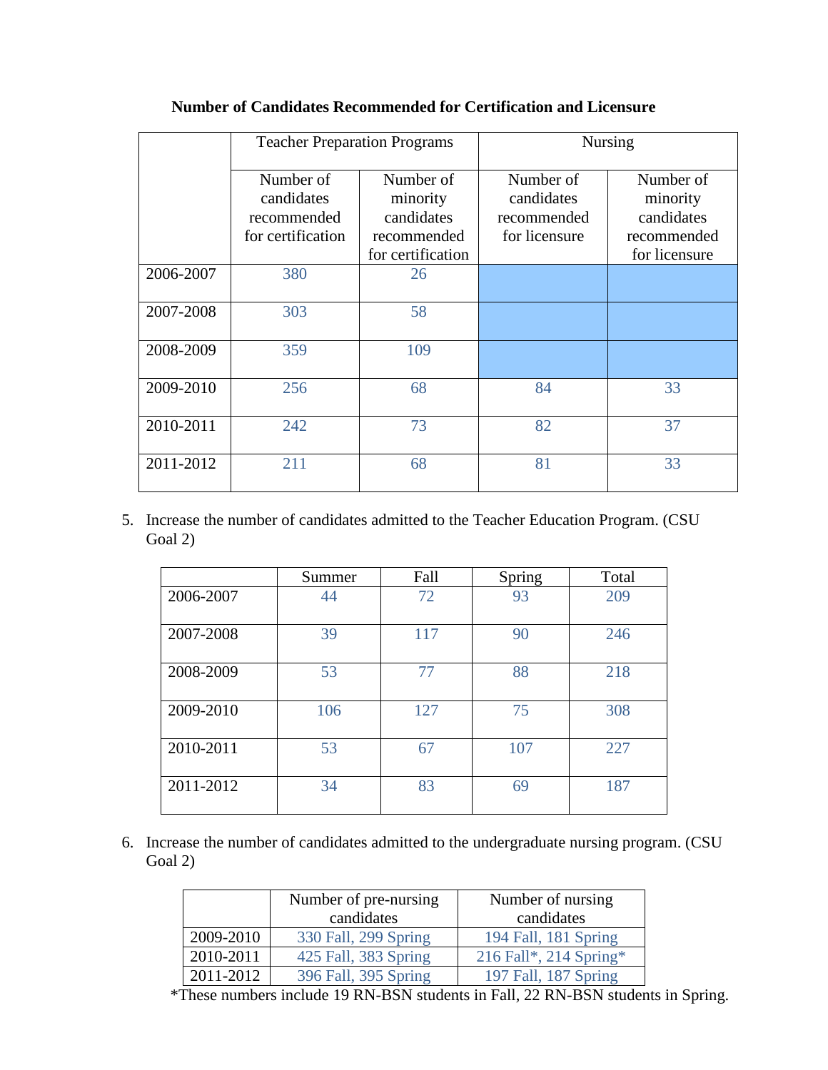**Number of Candidates Recommended for Certification and Licensure**

| | Teacher Preparation Programs | | Nursing | |
|---|---|---|---|---|
| | Number of candidates recommended for certification | Number of minority candidates recommended for certification | Number of candidates recommended for licensure | Number of minority candidates recommended for licensure |
| 2006-2007 | 380 | 26 | | |
| 2007-2008 | 303 | 58 | | |
| 2008-2009 | 359 | 109 | | |
| 2009-2010 | 256 | 68 | 84 | 33 |
| 2010-2011 | 242 | 73 | 82 | 37 |
| 2011-2012 | 211 | 68 | 81 | 33 |

5. Increase the number of candidates admitted to the Teacher Education Program. (CSU Goal 2)

| | Summer | Fall | Spring | Total |
|---|---|---|---|---|
| 2006-2007 | 44 | 72 | 93 | 209 |
| 2007-2008 | 39 | 117 | 90 | 246 |
| 2008-2009 | 53 | 77 | 88 | 218 |
| 2009-2010 | 106 | 127 | 75 | 308 |
| 2010-2011 | 53 | 67 | 107 | 227 |
| 2011-2012 | 34 | 83 | 69 | 187 |

6. Increase the number of candidates admitted to the undergraduate nursing program. (CSU Goal 2)

| | Number of pre-nursing candidates | Number of nursing candidates |
|---|---|---|
| 2009-2010 | 330 Fall, 299 Spring | 194 Fall, 181 Spring |
| 2010-2011 | 425 Fall, 383 Spring | 216 Fall*, 214 Spring* |
| 2011-2012 | 396 Fall, 395 Spring | 197 Fall, 187 Spring |

*These numbers include 19 RN-BSN students in Fall, 22 RN-BSN students in Spring.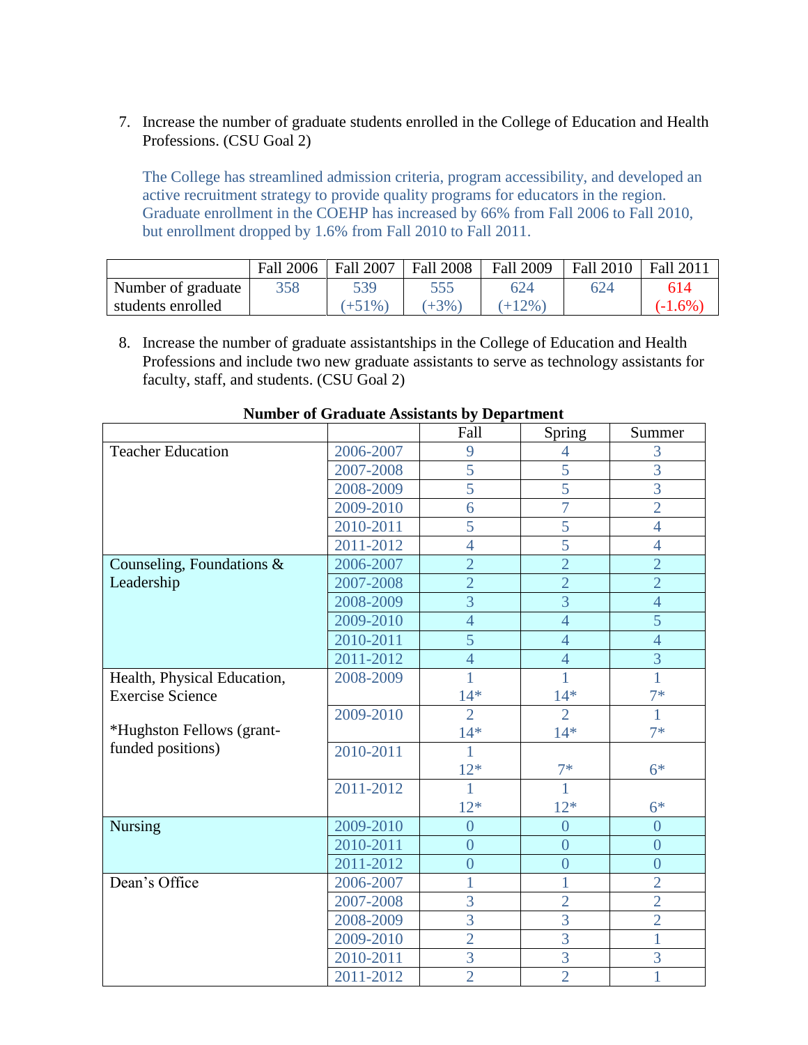7. Increase the number of graduate students enrolled in the College of Education and Health Professions. (CSU Goal 2)

   The College has streamlined admission criteria, program accessibility, and developed an active recruitment strategy to provide quality programs for educators in the region. Graduate enrollment in the COEHP has increased by 66% from Fall 2006 to Fall 2010, but enrollment dropped by 1.6% from Fall 2010 to Fall 2011.

| | Fall 2006 | Fall 2007 | Fall 2008 | Fall 2009 | Fall 2010 | Fall 2011 |
|---|---|---|---|---|---|---|
| Number of graduate students enrolled | 358 | 539 (+51%) | 555 (+3%) | 624 (+12%) | 624 | 614 (-1.6%) |

8. Increase the number of graduate assistantships in the College of Education and Health Professions and include two new graduate assistants to serve as technology assistants for faculty, staff, and students. (CSU Goal 2)

**Number of Graduate Assistants by Department**

| | | Fall | Spring | Summer |
|---|---|---|---|---|
| Teacher Education | 2006-2007 | 9 | 4 | 3 |
| | 2007-2008 | 5 | 5 | 3 |
| | 2008-2009 | 5 | 5 | 3 |
| | 2009-2010 | 6 | 7 | 2 |
| | 2010-2011 | 5 | 5 | 4 |
| | 2011-2012 | 4 | 5 | 4 |
| Counseling, Foundations & Leadership | 2006-2007 | 2 | 2 | 2 |
| | 2007-2008 | 2 | 2 | 2 |
| | 2008-2009 | 3 | 3 | 4 |
| | 2009-2010 | 4 | 4 | 5 |
| | 2010-2011 | 5 | 4 | 4 |
| | 2011-2012 | 4 | 4 | 3 |
| Health, Physical Education, Exercise Science | 2008-2009 | 1<br>14* | 1<br>14* | 1<br>7* |
| *Hughston Fellows (grant-funded positions) | 2009-2010 | 2<br>14* | 2<br>14* | 1<br>7* |
| | 2010-2011 | 1<br>12* | 7* | 6* |
| | 2011-2012 | 1<br>12* | 1<br>12* | 6* |
| Nursing | 2009-2010 | 0 | 0 | 0 |
| | 2010-2011 | 0 | 0 | 0 |
| | 2011-2012 | 0 | 0 | 0 |
| Dean's Office | 2006-2007 | 1 | 1 | 2 |
| | 2007-2008 | 3 | 2 | 2 |
| | 2008-2009 | 3 | 3 | 2 |
| | 2009-2010 | 2 | 3 | 1 |
| | 2010-2011 | 3 | 3 | 3 |
| | 2011-2012 | 2 | 2 | 1 |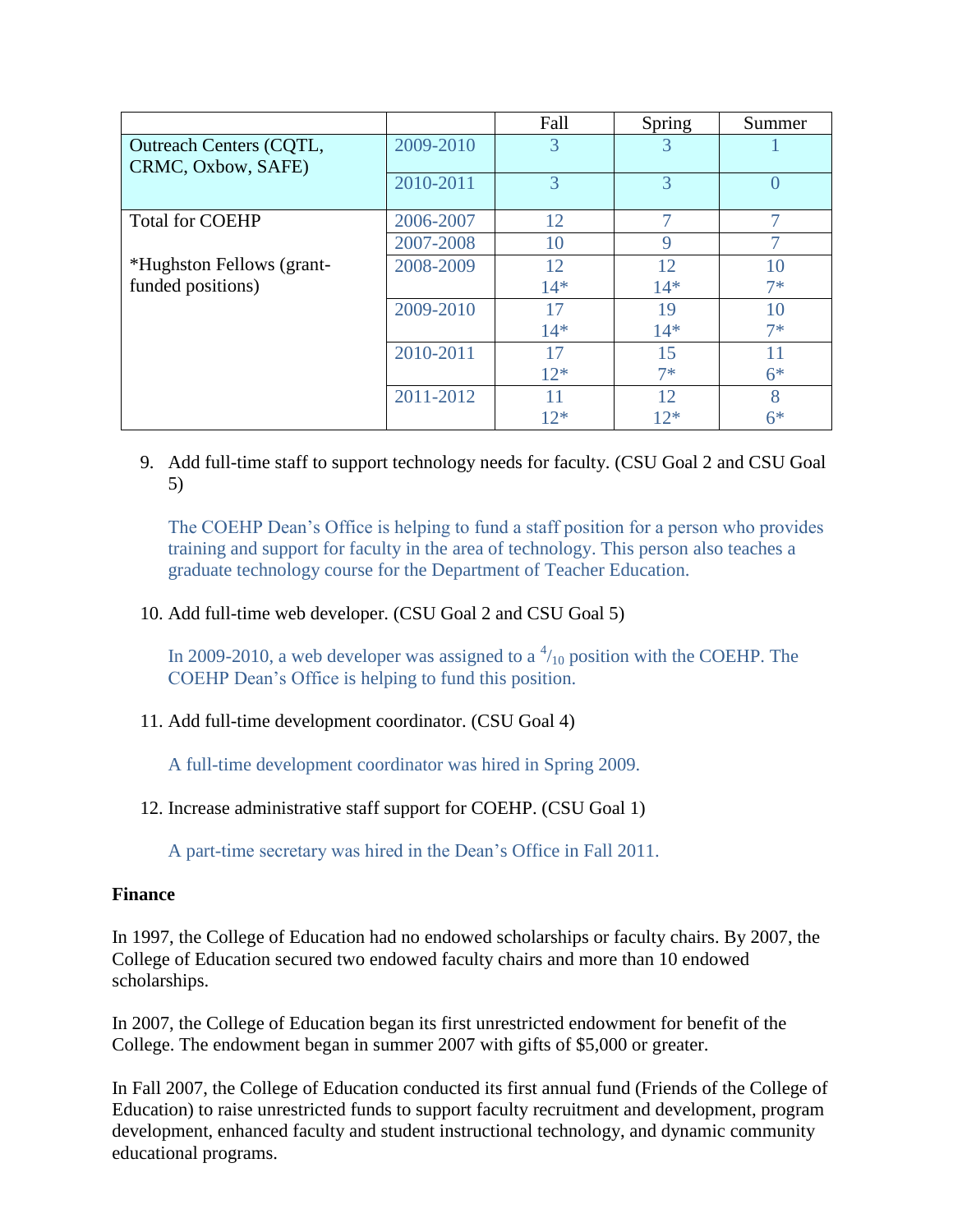| | | Fall | Spring | Summer |
|---|---|---|---|---|
| Outreach Centers (CQTL, CRMC, Oxbow, SAFE) | 2009-2010 | 3 | 3 | 1 |
| | 2010-2011 | 3 | 3 | 0 |
| Total for COEHP | 2006-2007 | 12 | 7 | 7 |
| | 2007-2008 | 10 | 9 | 7 |
| *Hughston Fellows (grant-funded positions) | 2008-2009 | 12<br>14* | 12<br>14* | 10<br>7* |
| | 2009-2010 | 17<br>14* | 19<br>14* | 10<br>7* |
| | 2010-2011 | 17<br>12* | 15<br>7* | 11<br>6* |
| | 2011-2012 | 11<br>12* | 12<br>12* | 8<br>6* |

9. Add full-time staff to support technology needs for faculty. (CSU Goal 2 and CSU Goal 5)

   The COEHP Dean's Office is helping to fund a staff position for a person who provides training and support for faculty in the area of technology. This person also teaches a graduate technology course for the Department of Teacher Education.

10. Add full-time web developer. (CSU Goal 2 and CSU Goal 5)

    In 2009-2010, a web developer was assigned to a $^{4}/_{10}$ position with the COEHP. The COEHP Dean's Office is helping to fund this position.

11. Add full-time development coordinator. (CSU Goal 4)

    A full-time development coordinator was hired in Spring 2009.

12. Increase administrative staff support for COEHP. (CSU Goal 1)

    A part-time secretary was hired in the Dean's Office in Fall 2011.

**Finance**

In 1997, the College of Education had no endowed scholarships or faculty chairs. By 2007, the College of Education secured two endowed faculty chairs and more than 10 endowed scholarships.

In 2007, the College of Education began its first unrestricted endowment for benefit of the College. The endowment began in summer 2007 with gifts of $5,000 or greater.

In Fall 2007, the College of Education conducted its first annual fund (Friends of the College of Education) to raise unrestricted funds to support faculty recruitment and development, program development, enhanced faculty and student instructional technology, and dynamic community educational programs.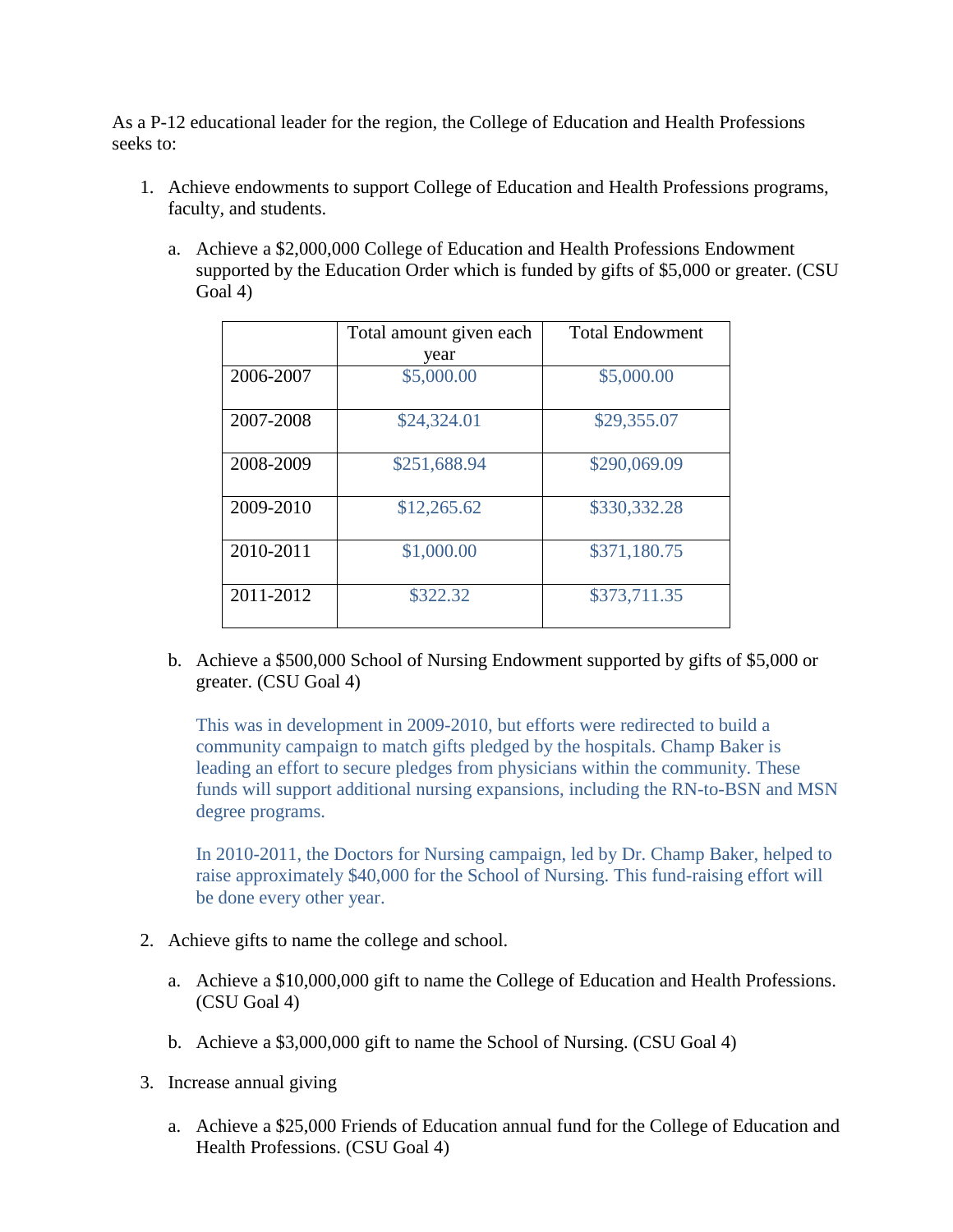As a P-12 educational leader for the region, the College of Education and Health Professions seeks to:

1. Achieve endowments to support College of Education and Health Professions programs, faculty, and students.

   a. Achieve a $2,000,000 College of Education and Health Professions Endowment supported by the Education Order which is funded by gifts of $5,000 or greater. (CSU Goal 4)

   | | Total amount given each year | Total Endowment |
   |---|---|---|
   | 2006-2007 | $5,000.00 | $5,000.00 |
   | 2007-2008 | $24,324.01 | $29,355.07 |
   | 2008-2009 | $251,688.94 | $290,069.09 |
   | 2009-2010 | $12,265.62 | $330,332.28 |
   | 2010-2011 | $1,000.00 | $371,180.75 |
   | 2011-2012 | $322.32 | $373,711.35 |

   b. Achieve a $500,000 School of Nursing Endowment supported by gifts of $5,000 or greater. (CSU Goal 4)

      This was in development in 2009-2010, but efforts were redirected to build a community campaign to match gifts pledged by the hospitals. Champ Baker is leading an effort to secure pledges from physicians within the community. These funds will support additional nursing expansions, including the RN-to-BSN and MSN degree programs.

      In 2010-2011, the Doctors for Nursing campaign, led by Dr. Champ Baker, helped to raise approximately $40,000 for the School of Nursing. This fund-raising effort will be done every other year.

2. Achieve gifts to name the college and school.

   a. Achieve a $10,000,000 gift to name the College of Education and Health Professions. (CSU Goal 4)

   b. Achieve a $3,000,000 gift to name the School of Nursing. (CSU Goal 4)

3. Increase annual giving

   a. Achieve a $25,000 Friends of Education annual fund for the College of Education and Health Professions. (CSU Goal 4)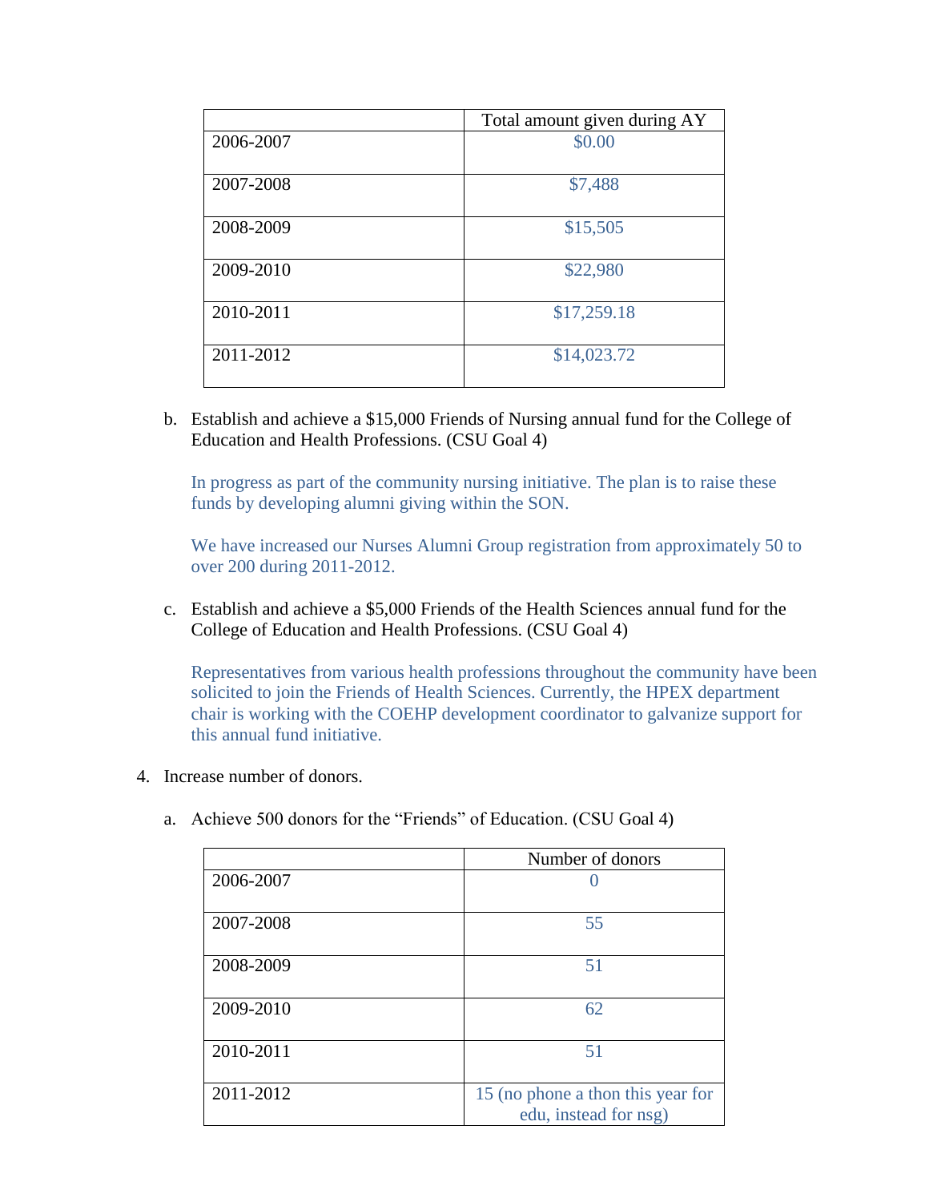| | Total amount given during AY |
|---|---|
| 2006-2007 | $0.00 |
| 2007-2008 | $7,488 |
| 2008-2009 | $15,505 |
| 2009-2010 | $22,980 |
| 2010-2011 | $17,259.18 |
| 2011-2012 | $14,023.72 |

b. Establish and achieve a $15,000 Friends of Nursing annual fund for the College of Education and Health Professions. (CSU Goal 4)

   In progress as part of the community nursing initiative. The plan is to raise these funds by developing alumni giving within the SON.

   We have increased our Nurses Alumni Group registration from approximately 50 to over 200 during 2011-2012.

c. Establish and achieve a $5,000 Friends of the Health Sciences annual fund for the College of Education and Health Professions. (CSU Goal 4)

   Representatives from various health professions throughout the community have been solicited to join the Friends of Health Sciences. Currently, the HPEX department chair is working with the COEHP development coordinator to galvanize support for this annual fund initiative.

4. Increase number of donors.

   a. Achieve 500 donors for the "Friends" of Education. (CSU Goal 4)

| | Number of donors |
|---|---|
| 2006-2007 | 0 |
| 2007-2008 | 55 |
| 2008-2009 | 51 |
| 2009-2010 | 62 |
| 2010-2011 | 51 |
| 2011-2012 | 15 (no phone a thon this year for edu, instead for nsg) |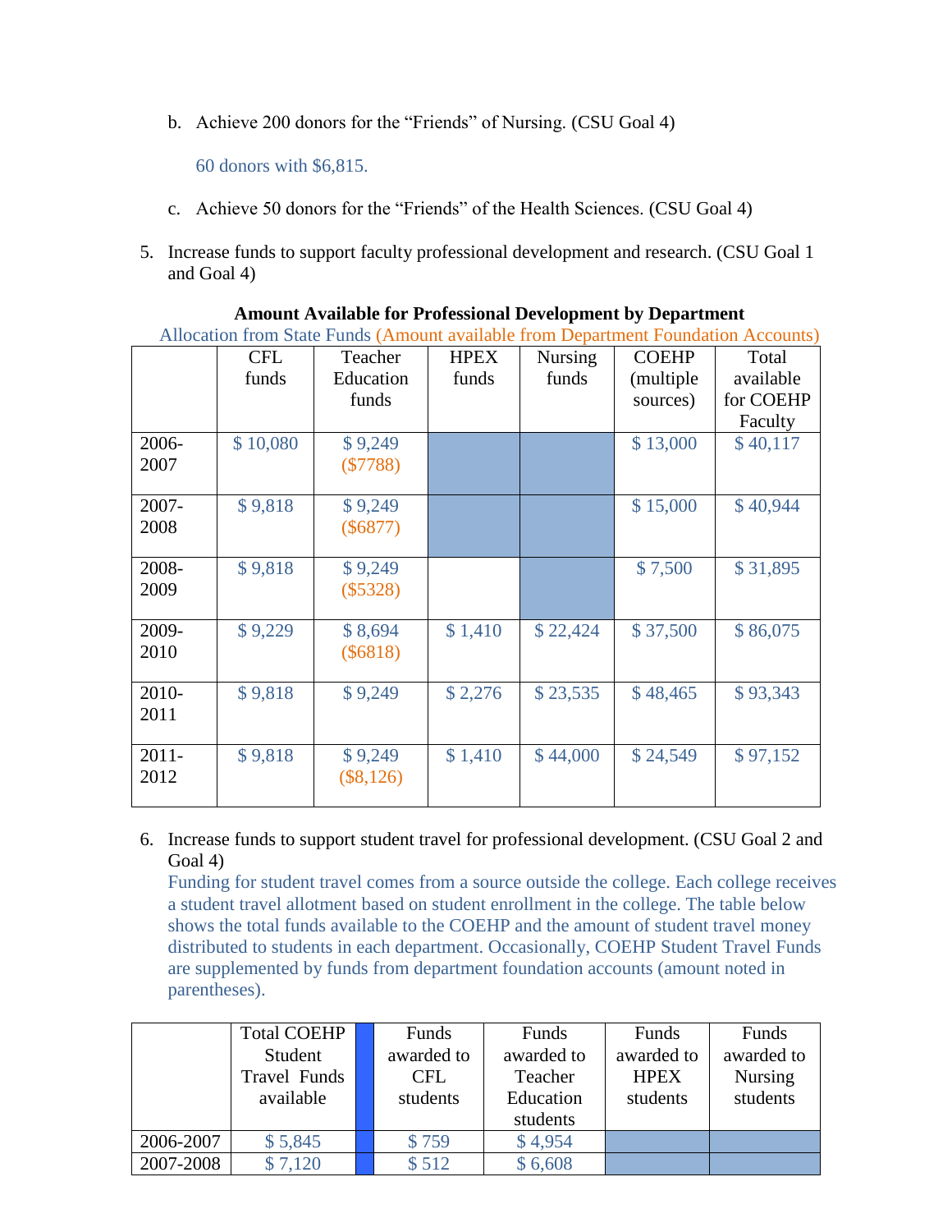b. Achieve 200 donors for the "Friends" of Nursing. (CSU Goal 4)

   60 donors with $6,815.

c. Achieve 50 donors for the "Friends" of the Health Sciences. (CSU Goal 4)

5. Increase funds to support faculty professional development and research. (CSU Goal 1 and Goal 4)

**Amount Available for Professional Development by Department**

Allocation from State Funds (Amount available from Department Foundation Accounts)

| | CFL funds | Teacher Education funds | HPEX funds | Nursing funds | COEHP (multiple sources) | Total available for COEHP Faculty |
|---|---|---|---|---|---|---|
| 2006-2007 | $ 10,080 | $ 9,249 ($7788) | | | $ 13,000 | $ 40,117 |
| 2007-2008 | $ 9,818 | $ 9,249 ($6877) | | | $ 15,000 | $ 40,944 |
| 2008-2009 | $ 9,818 | $ 9,249 ($5328) | | | $ 7,500 | $ 31,895 |
| 2009-2010 | $ 9,229 | $ 8,694 ($6818) | $ 1,410 | $ 22,424 | $ 37,500 | $ 86,075 |
| 2010-2011 | $ 9,818 | $ 9,249 | $ 2,276 | $ 23,535 | $ 48,465 | $ 93,343 |
| 2011-2012 | $ 9,818 | $ 9,249 ($8,126) | $ 1,410 | $ 44,000 | $ 24,549 | $ 97,152 |

6. Increase funds to support student travel for professional development. (CSU Goal 2 and Goal 4)

   Funding for student travel comes from a source outside the college. Each college receives a student travel allotment based on student enrollment in the college. The table below shows the total funds available to the COEHP and the amount of student travel money distributed to students in each department. Occasionally, COEHP Student Travel Funds are supplemented by funds from department foundation accounts (amount noted in parentheses).

| | Total COEHP Student Travel Funds available | | Funds awarded to CFL students | Funds awarded to Teacher Education students | Funds awarded to HPEX students | Funds awarded to Nursing students |
|---|---|---|---|---|---|---|
| 2006-2007 | $ 5,845 | | $ 759 | $ 4,954 | | |
| 2007-2008 | $ 7,120 | | $ 512 | $ 6,608 | | |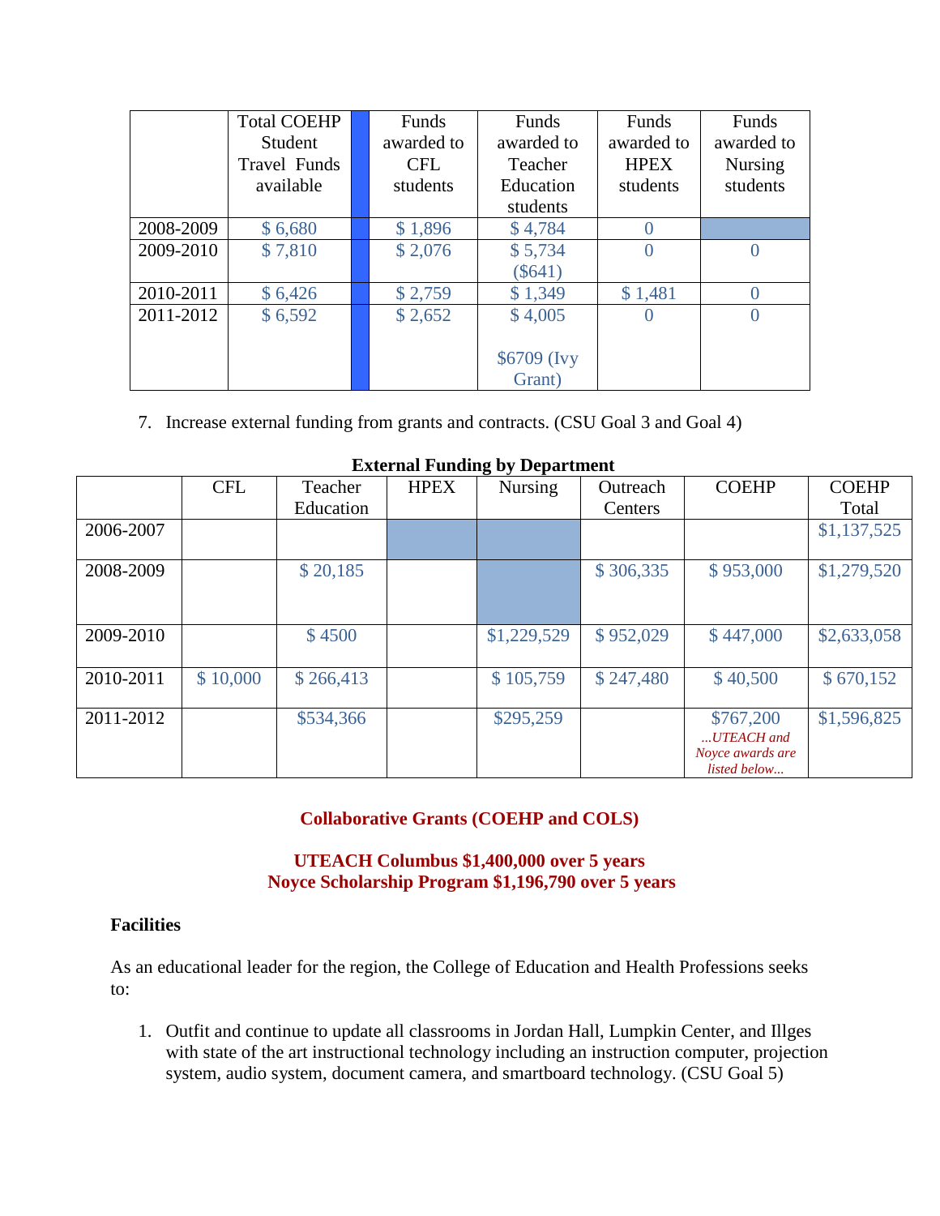| | Total COEHP Student Travel Funds available | | Funds awarded to CFL students | Funds awarded to Teacher Education students | Funds awarded to HPEX students | Funds awarded to Nursing students |
|---|---|---|---|---|---|---|
| 2008-2009 | $ 6,680 | | $ 1,896 | $ 4,784 | 0 | |
| 2009-2010 | $ 7,810 | | $ 2,076 | $ 5,734 ($641) | 0 | 0 |
| 2010-2011 | $ 6,426 | | $ 2,759 | $ 1,349 | $ 1,481 | 0 |
| 2011-2012 | $ 6,592 | | $ 2,652 | $ 4,005<br><br>$6709 (Ivy Grant) | 0 | 0 |

7. Increase external funding from grants and contracts. (CSU Goal 3 and Goal 4)

**External Funding by Department**

| | CFL | Teacher Education | HPEX | Nursing | Outreach Centers | COEHP | COEHP Total |
|---|---|---|---|---|---|---|---|
| 2006-2007 | | | | | | | $1,137,525 |
| 2008-2009 | | $ 20,185 | | | $ 306,335 | $ 953,000 | $1,279,520 |
| 2009-2010 | | $ 4500 | | $1,229,529 | $ 952,029 | $ 447,000 | $2,633,058 |
| 2010-2011 | $ 10,000 | $ 266,413 | | $ 105,759 | $ 247,480 | $ 40,500 | $ 670,152 |
| 2011-2012 | | $534,366 | | $295,259 | | $767,200 *...UTEACH and Noyce awards are listed below...* | $1,596,825 |

**Collaborative Grants (COEHP and COLS)**

**UTEACH Columbus $1,400,000 over 5 years**
**Noyce Scholarship Program $1,196,790 over 5 years**

**Facilities**

As an educational leader for the region, the College of Education and Health Professions seeks to:

1. Outfit and continue to update all classrooms in Jordan Hall, Lumpkin Center, and Illges with state of the art instructional technology including an instruction computer, projection system, audio system, document camera, and smartboard technology. (CSU Goal 5)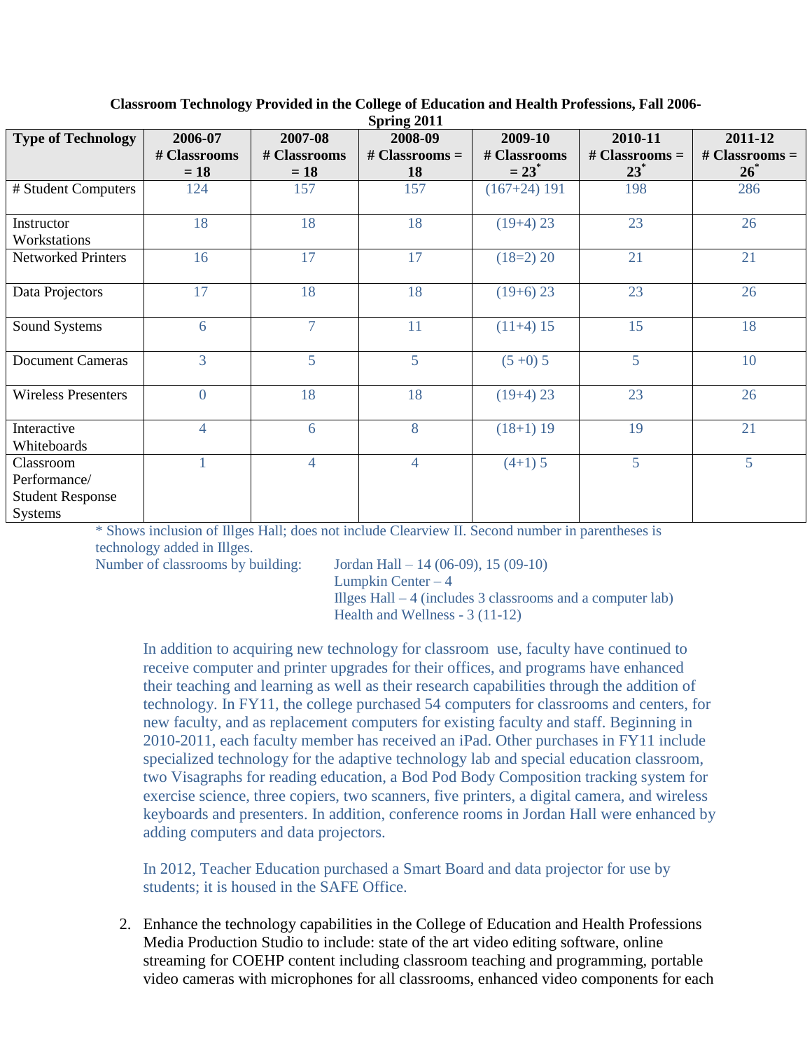**Classroom Technology Provided in the College of Education and Health Professions, Fall 2006-Spring 2011**

| Type of Technology | 2006-07 # Classrooms = 18 | 2007-08 # Classrooms = 18 | 2008-09 # Classrooms = 18 | 2009-10 # Classrooms = 23* | 2010-11 # Classrooms = 23* | 2011-12 # Classrooms = 26* |
|---|---|---|---|---|---|---|
| # Student Computers | 124 | 157 | 157 | (167+24) 191 | 198 | 286 |
| Instructor Workstations | 18 | 18 | 18 | (19+4) 23 | 23 | 26 |
| Networked Printers | 16 | 17 | 17 | (18=2) 20 | 21 | 21 |
| Data Projectors | 17 | 18 | 18 | (19+6) 23 | 23 | 26 |
| Sound Systems | 6 | 7 | 11 | (11+4) 15 | 15 | 18 |
| Document Cameras | 3 | 5 | 5 | (5 +0) 5 | 5 | 10 |
| Wireless Presenters | 0 | 18 | 18 | (19+4) 23 | 23 | 26 |
| Interactive Whiteboards | 4 | 6 | 8 | (18+1) 19 | 19 | 21 |
| Classroom Performance/ Student Response Systems | 1 | 4 | 4 | (4+1) 5 | 5 | 5 |

\* Shows inclusion of Illges Hall; does not include Clearview II. Second number in parentheses is technology added in Illges.

Number of classrooms by building:
- Jordan Hall – 14 (06-09), 15 (09-10)
- Lumpkin Center – 4
- Illges Hall – 4 (includes 3 classrooms and a computer lab)
- Health and Wellness - 3 (11-12)

In addition to acquiring new technology for classroom use, faculty have continued to receive computer and printer upgrades for their offices, and programs have enhanced their teaching and learning as well as their research capabilities through the addition of technology. In FY11, the college purchased 54 computers for classrooms and centers, for new faculty, and as replacement computers for existing faculty and staff. Beginning in 2010-2011, each faculty member has received an iPad. Other purchases in FY11 include specialized technology for the adaptive technology lab and special education classroom, two Visagraphs for reading education, a Bod Pod Body Composition tracking system for exercise science, three copiers, two scanners, five printers, a digital camera, and wireless keyboards and presenters. In addition, conference rooms in Jordan Hall were enhanced by adding computers and data projectors.

In 2012, Teacher Education purchased a Smart Board and data projector for use by students; it is housed in the SAFE Office.

2. Enhance the technology capabilities in the College of Education and Health Professions Media Production Studio to include: state of the art video editing software, online streaming for COEHP content including classroom teaching and programming, portable video cameras with microphones for all classrooms, enhanced video components for each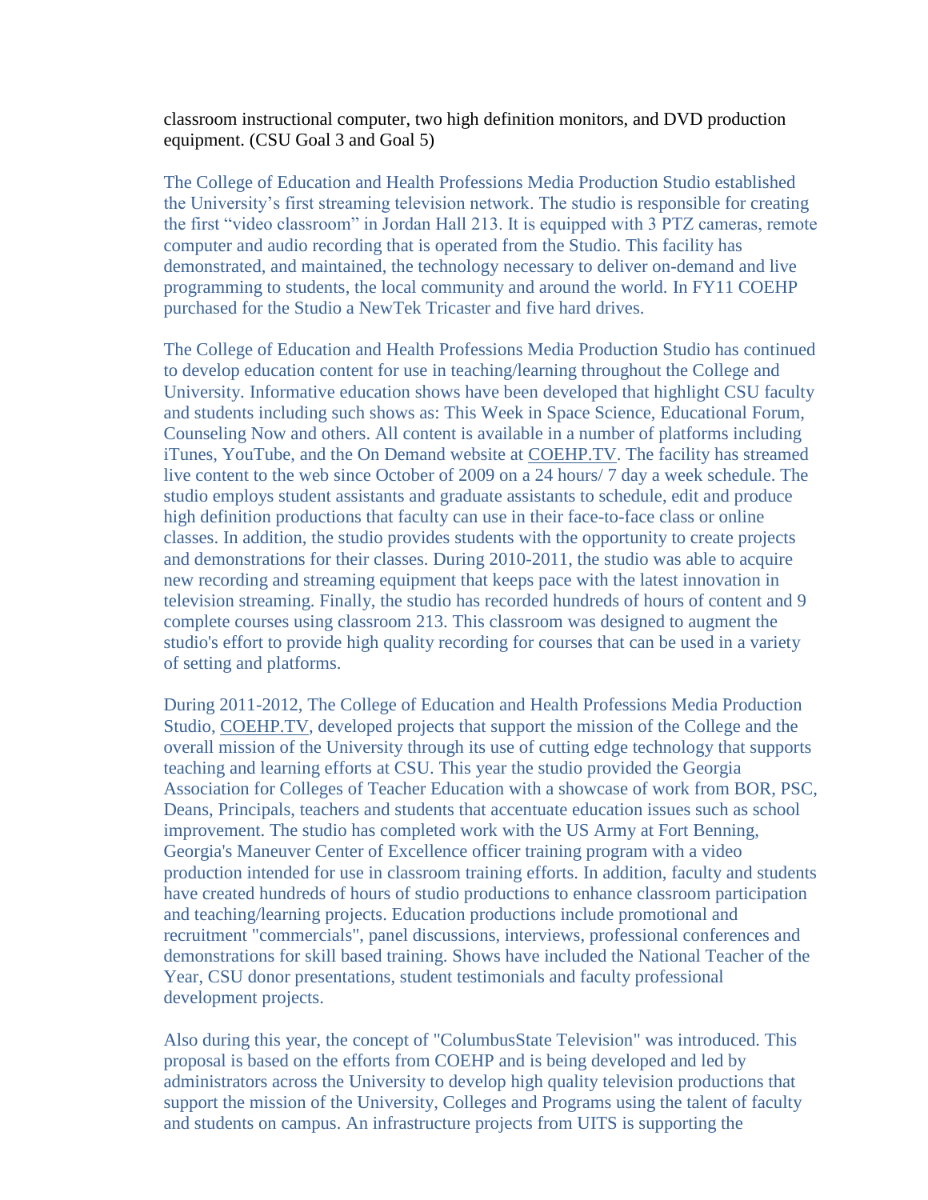classroom instructional computer, two high definition monitors, and DVD production equipment. (CSU Goal 3 and Goal 5)

The College of Education and Health Professions Media Production Studio established the University's first streaming television network. The studio is responsible for creating the first "video classroom" in Jordan Hall 213. It is equipped with 3 PTZ cameras, remote computer and audio recording that is operated from the Studio. This facility has demonstrated, and maintained, the technology necessary to deliver on-demand and live programming to students, the local community and around the world. In FY11 COEHP purchased for the Studio a NewTek Tricaster and five hard drives.

The College of Education and Health Professions Media Production Studio has continued to develop education content for use in teaching/learning throughout the College and University. Informative education shows have been developed that highlight CSU faculty and students including such shows as: This Week in Space Science, Educational Forum, Counseling Now and others. All content is available in a number of platforms including iTunes, YouTube, and the On Demand website at COEHP.TV. The facility has streamed live content to the web since October of 2009 on a 24 hours/ 7 day a week schedule. The studio employs student assistants and graduate assistants to schedule, edit and produce high definition productions that faculty can use in their face-to-face class or online classes. In addition, the studio provides students with the opportunity to create projects and demonstrations for their classes. During 2010-2011, the studio was able to acquire new recording and streaming equipment that keeps pace with the latest innovation in television streaming. Finally, the studio has recorded hundreds of hours of content and 9 complete courses using classroom 213. This classroom was designed to augment the studio's effort to provide high quality recording for courses that can be used in a variety of setting and platforms.

During 2011-2012, The College of Education and Health Professions Media Production Studio, COEHP.TV, developed projects that support the mission of the College and the overall mission of the University through its use of cutting edge technology that supports teaching and learning efforts at CSU. This year the studio provided the Georgia Association for Colleges of Teacher Education with a showcase of work from BOR, PSC, Deans, Principals, teachers and students that accentuate education issues such as school improvement. The studio has completed work with the US Army at Fort Benning, Georgia's Maneuver Center of Excellence officer training program with a video production intended for use in classroom training efforts. In addition, faculty and students have created hundreds of hours of studio productions to enhance classroom participation and teaching/learning projects. Education productions include promotional and recruitment "commercials", panel discussions, interviews, professional conferences and demonstrations for skill based training. Shows have included the National Teacher of the Year, CSU donor presentations, student testimonials and faculty professional development projects.

Also during this year, the concept of "ColumbusState Television" was introduced. This proposal is based on the efforts from COEHP and is being developed and led by administrators across the University to develop high quality television productions that support the mission of the University, Colleges and Programs using the talent of faculty and students on campus. An infrastructure projects from UITS is supporting the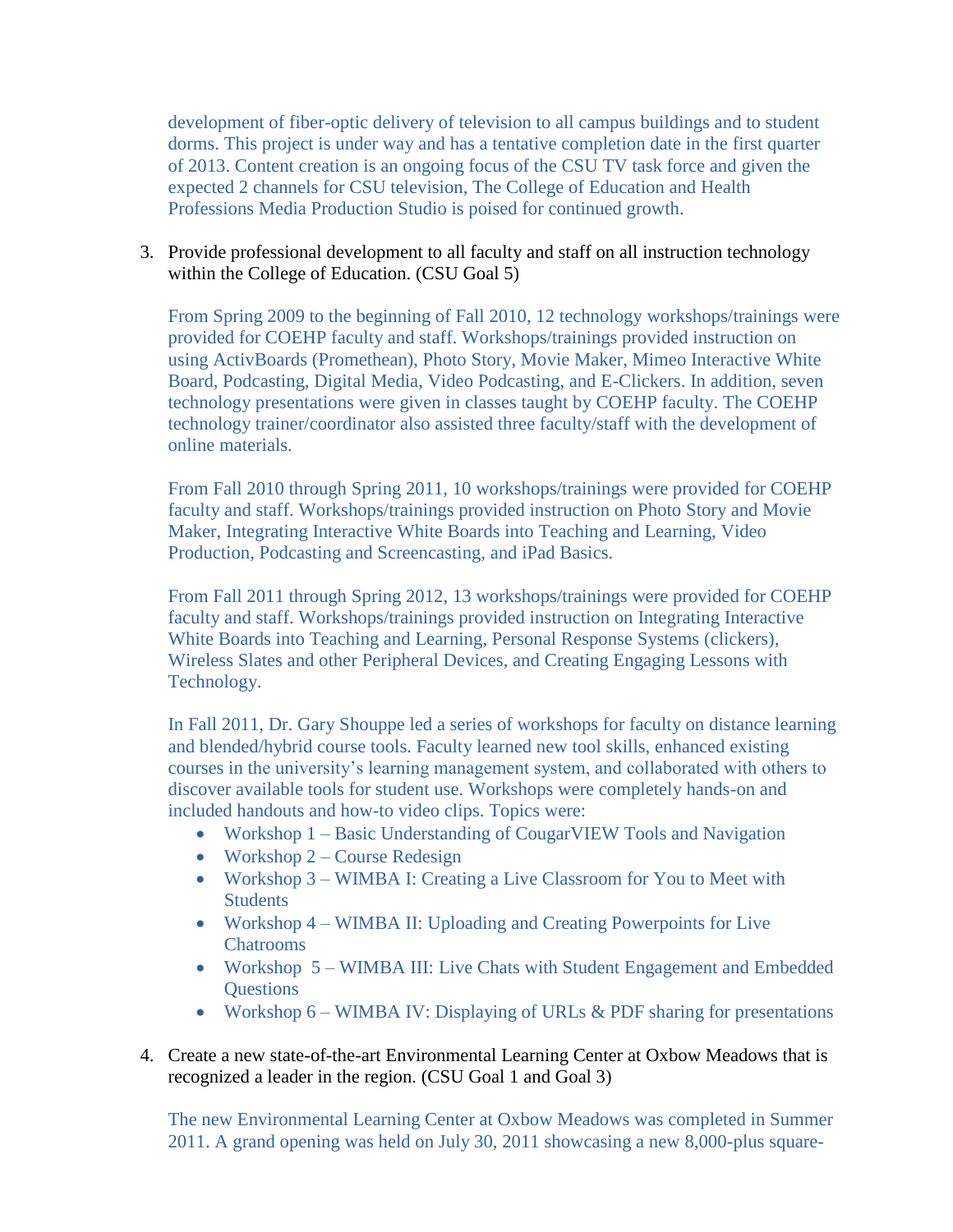development of fiber-optic delivery of television to all campus buildings and to student dorms. This project is under way and has a tentative completion date in the first quarter of 2013. Content creation is an ongoing focus of the CSU TV task force and given the expected 2 channels for CSU television, The College of Education and Health Professions Media Production Studio is poised for continued growth.

3. Provide professional development to all faculty and staff on all instruction technology within the College of Education. (CSU Goal 5)

   From Spring 2009 to the beginning of Fall 2010, 12 technology workshops/trainings were provided for COEHP faculty and staff. Workshops/trainings provided instruction on using ActivBoards (Promethean), Photo Story, Movie Maker, Mimeo Interactive White Board, Podcasting, Digital Media, Video Podcasting, and E-Clickers. In addition, seven technology presentations were given in classes taught by COEHP faculty. The COEHP technology trainer/coordinator also assisted three faculty/staff with the development of online materials.

   From Fall 2010 through Spring 2011, 10 workshops/trainings were provided for COEHP faculty and staff. Workshops/trainings provided instruction on Photo Story and Movie Maker, Integrating Interactive White Boards into Teaching and Learning, Video Production, Podcasting and Screencasting, and iPad Basics.

   From Fall 2011 through Spring 2012, 13 workshops/trainings were provided for COEHP faculty and staff. Workshops/trainings provided instruction on Integrating Interactive White Boards into Teaching and Learning, Personal Response Systems (clickers), Wireless Slates and other Peripheral Devices, and Creating Engaging Lessons with Technology.

   In Fall 2011, Dr. Gary Shouppe led a series of workshops for faculty on distance learning and blended/hybrid course tools. Faculty learned new tool skills, enhanced existing courses in the university's learning management system, and collaborated with others to discover available tools for student use. Workshops were completely hands-on and included handouts and how-to video clips. Topics were:

   - Workshop 1 – Basic Understanding of CougarVIEW Tools and Navigation
   - Workshop 2 – Course Redesign
   - Workshop 3 – WIMBA I: Creating a Live Classroom for You to Meet with Students
   - Workshop 4 – WIMBA II: Uploading and Creating Powerpoints for Live Chatrooms
   - Workshop 5 – WIMBA III: Live Chats with Student Engagement and Embedded Questions
   - Workshop 6 – WIMBA IV: Displaying of URLs & PDF sharing for presentations

4. Create a new state-of-the-art Environmental Learning Center at Oxbow Meadows that is recognized a leader in the region. (CSU Goal 1 and Goal 3)

   The new Environmental Learning Center at Oxbow Meadows was completed in Summer 2011. A grand opening was held on July 30, 2011 showcasing a new 8,000-plus square-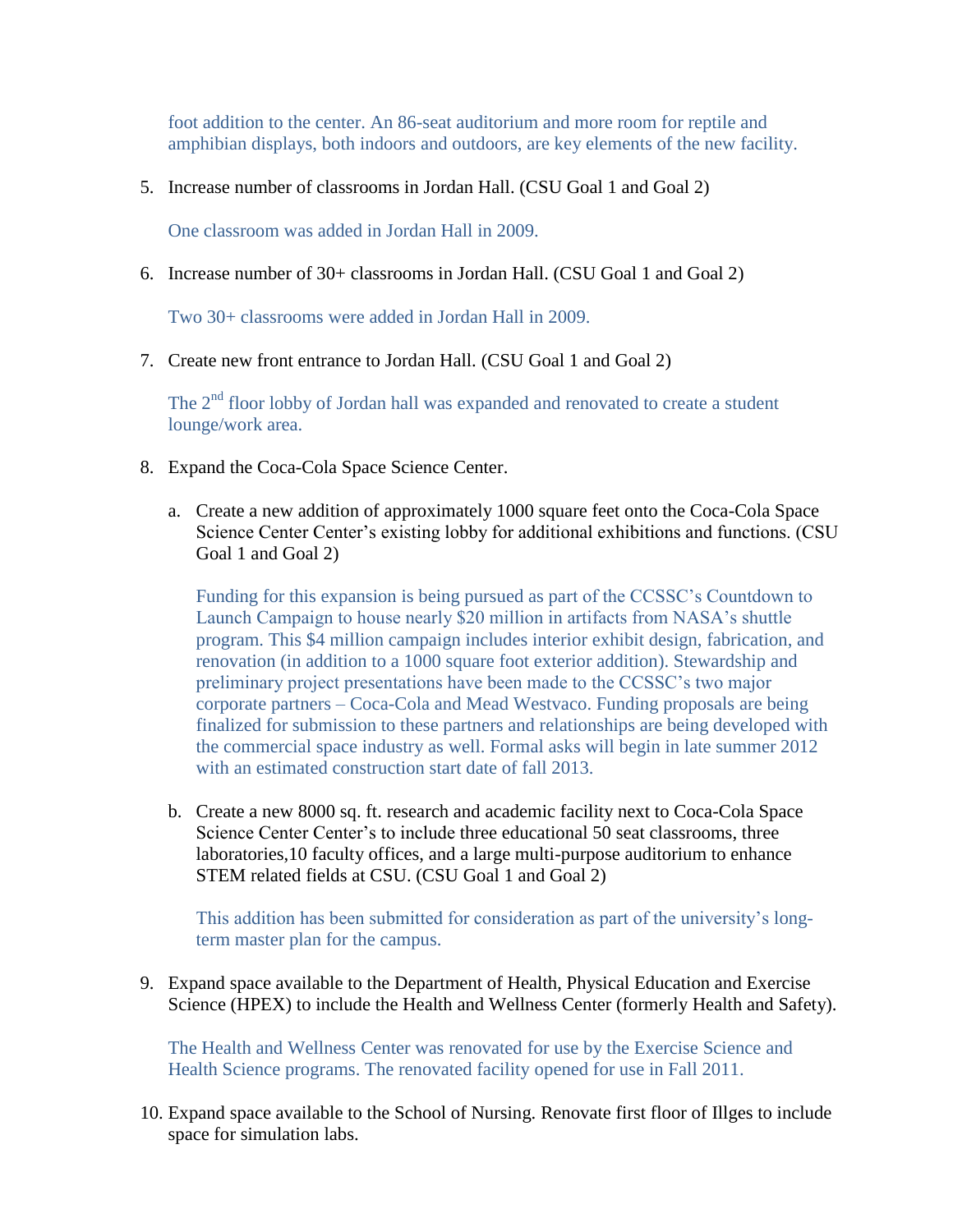foot addition to the center. An 86-seat auditorium and more room for reptile and amphibian displays, both indoors and outdoors, are key elements of the new facility.

5. Increase number of classrooms in Jordan Hall. (CSU Goal 1 and Goal 2)

   One classroom was added in Jordan Hall in 2009.

6. Increase number of 30+ classrooms in Jordan Hall. (CSU Goal 1 and Goal 2)

   Two 30+ classrooms were added in Jordan Hall in 2009.

7. Create new front entrance to Jordan Hall. (CSU Goal 1 and Goal 2)

   The 2nd floor lobby of Jordan hall was expanded and renovated to create a student lounge/work area.

8. Expand the Coca-Cola Space Science Center.

   a. Create a new addition of approximately 1000 square feet onto the Coca-Cola Space Science Center Center's existing lobby for additional exhibitions and functions. (CSU Goal 1 and Goal 2)

      Funding for this expansion is being pursued as part of the CCSSC's Countdown to Launch Campaign to house nearly $20 million in artifacts from NASA's shuttle program. This $4 million campaign includes interior exhibit design, fabrication, and renovation (in addition to a 1000 square foot exterior addition). Stewardship and preliminary project presentations have been made to the CCSSC's two major corporate partners – Coca-Cola and Mead Westvaco. Funding proposals are being finalized for submission to these partners and relationships are being developed with the commercial space industry as well. Formal asks will begin in late summer 2012 with an estimated construction start date of fall 2013.

   b. Create a new 8000 sq. ft. research and academic facility next to Coca-Cola Space Science Center Center's to include three educational 50 seat classrooms, three laboratories,10 faculty offices, and a large multi-purpose auditorium to enhance STEM related fields at CSU. (CSU Goal 1 and Goal 2)

      This addition has been submitted for consideration as part of the university's long-term master plan for the campus.

9. Expand space available to the Department of Health, Physical Education and Exercise Science (HPEX) to include the Health and Wellness Center (formerly Health and Safety).

   The Health and Wellness Center was renovated for use by the Exercise Science and Health Science programs. The renovated facility opened for use in Fall 2011.

10. Expand space available to the School of Nursing. Renovate first floor of Illges to include space for simulation labs.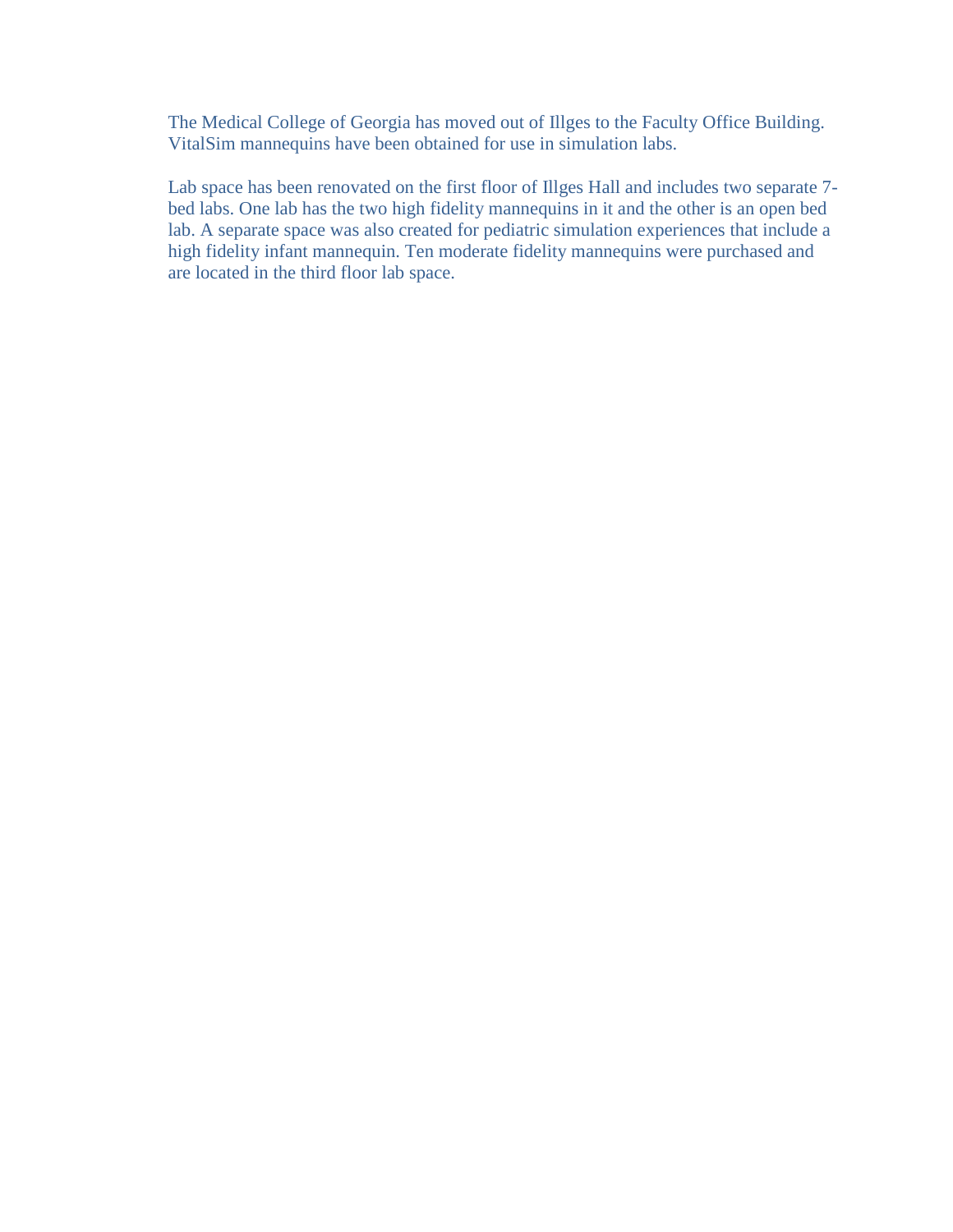The Medical College of Georgia has moved out of Illges to the Faculty Office Building. VitalSim mannequins have been obtained for use in simulation labs.

Lab space has been renovated on the first floor of Illges Hall and includes two separate 7-bed labs. One lab has the two high fidelity mannequins in it and the other is an open bed lab. A separate space was also created for pediatric simulation experiences that include a high fidelity infant mannequin. Ten moderate fidelity mannequins were purchased and are located in the third floor lab space.